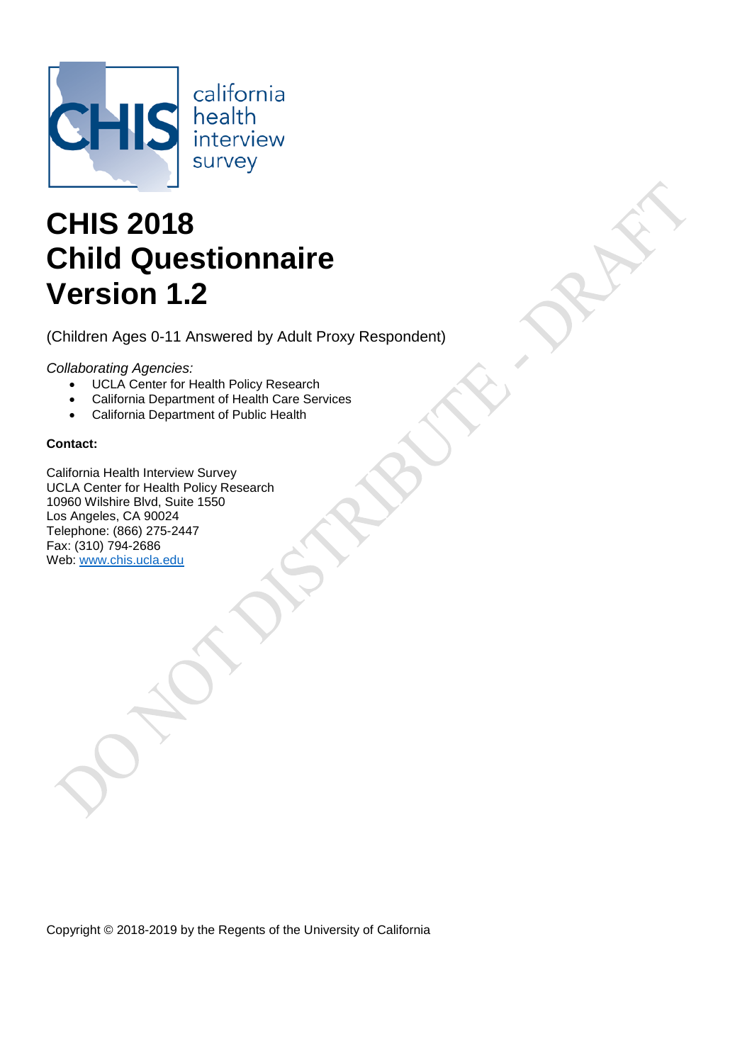california health interview survey

# CHIS 2018
# Child Questionnaire
# Version 1.2

(Children Ages 0-11 Answered by Adult Proxy Respondent)

*Collaborating Agencies:*

- UCLA Center for Health Policy Research
- California Department of Health Care Services
- California Department of Public Health

**Contact:**

California Health Interview Survey
UCLA Center for Health Policy Research
10960 Wilshire Blvd, Suite 1550
Los Angeles, CA 90024
Telephone: (866) 275-2447
Fax: (310) 794-2686
Web: www.chis.ucla.edu

DO NOT DISTRIBUTE - DRAFT

Copyright © 2018-2019 by the Regents of the University of California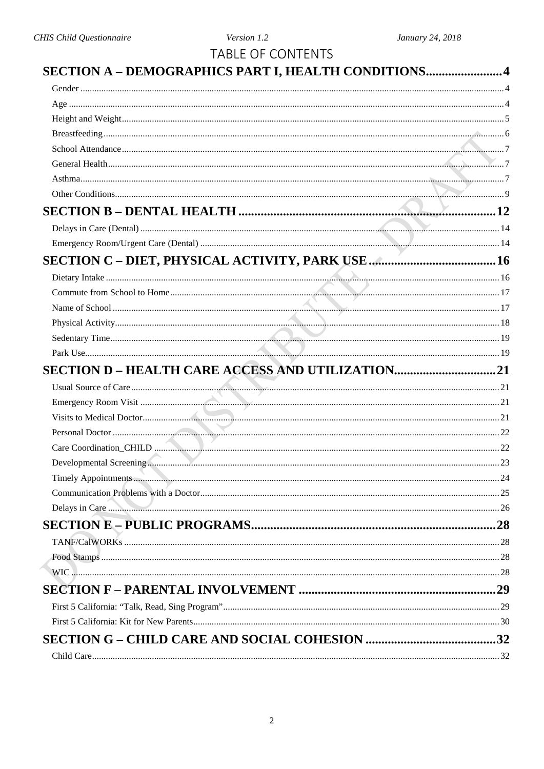# TABLE OF CONTENTS

**SECTION A – DEMOGRAPHICS PART I, HEALTH CONDITIONS........................4**

- Gender ........ 4
- Age ........ 4
- Height and Weight ........ 5
- Breastfeeding ........ 6
- School Attendance ........ 7
- General Health ........ 7
- Asthma ........ 7
- Other Conditions ........ 9

**SECTION B – DENTAL HEALTH ........ 12**

- Delays in Care (Dental) ........ 14
- Emergency Room/Urgent Care (Dental) ........ 14

**SECTION C – DIET, PHYSICAL ACTIVITY, PARK USE ........ 16**

- Dietary Intake ........ 16
- Commute from School to Home ........ 17
- Name of School ........ 17
- Physical Activity ........ 18
- Sedentary Time ........ 19
- Park Use ........ 19

**SECTION D – HEALTH CARE ACCESS AND UTILIZATION ........ 21**

- Usual Source of Care ........ 21
- Emergency Room Visit ........ 21
- Visits to Medical Doctor ........ 21
- Personal Doctor ........ 22
- Care Coordination_CHILD ........ 22
- Developmental Screening ........ 23
- Timely Appointments ........ 24
- Communication Problems with a Doctor ........ 25
- Delays in Care ........ 26

**SECTION E – PUBLIC PROGRAMS ........ 28**

- TANF/CalWORKs ........ 28
- Food Stamps ........ 28
- WIC ........ 28

**SECTION F – PARENTAL INVOLVEMENT ........ 29**

- First 5 California: "Talk, Read, Sing Program" ........ 29
- First 5 California: Kit for New Parents ........ 30

**SECTION G – CHILD CARE AND SOCIAL COHESION ........ 32**

- Child Care ........ 32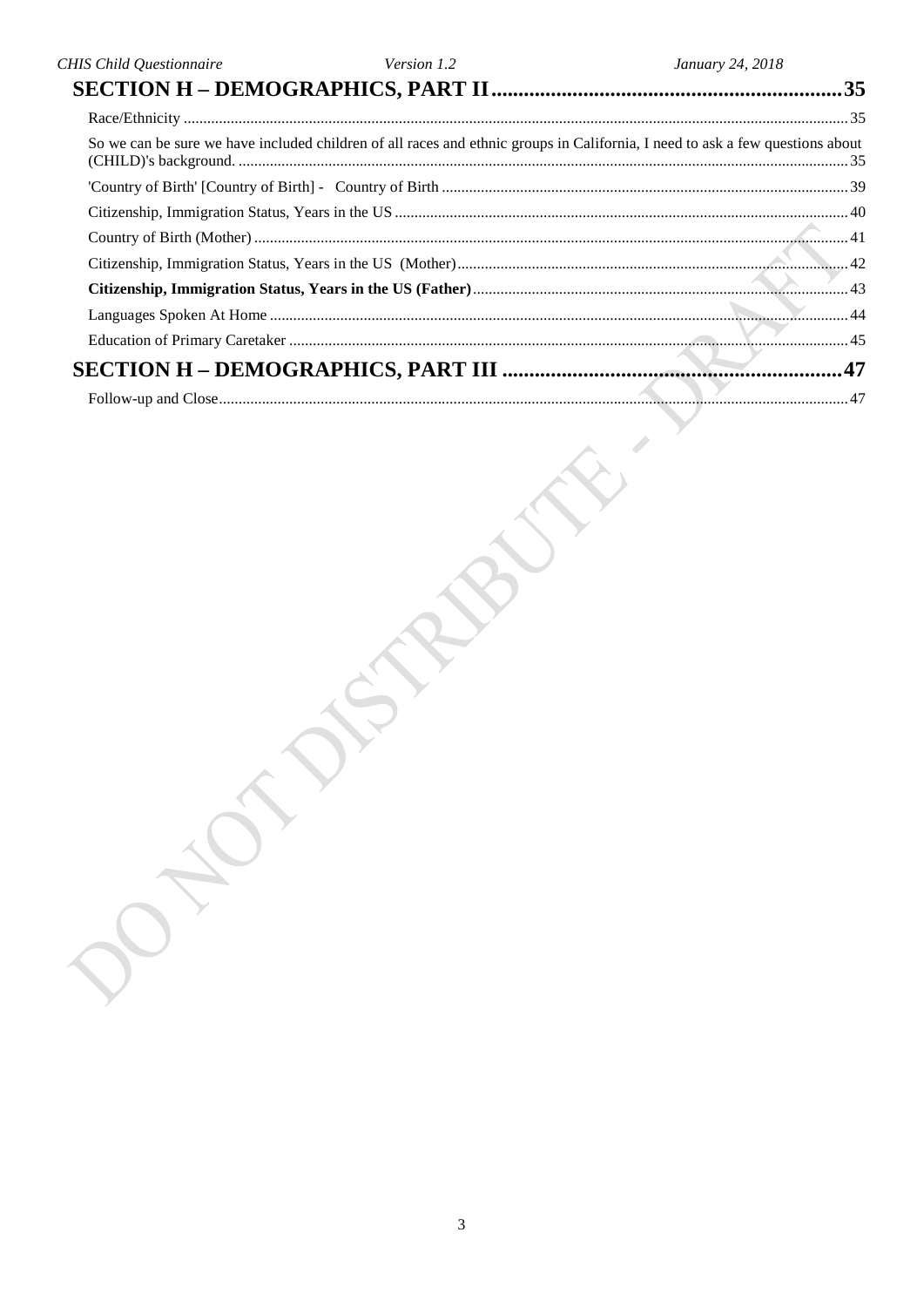**SECTION H – DEMOGRAPHICS, PART II** .......... 35

Race/Ethnicity .......... 35

So we can be sure we have included children of all races and ethnic groups in California, I need to ask a few questions about (CHILD)'s background. .......... 35

'Country of Birth' [Country of Birth] - Country of Birth .......... 39

Citizenship, Immigration Status, Years in the US .......... 40

Country of Birth (Mother) .......... 41

Citizenship, Immigration Status, Years in the US (Mother) .......... 42

**Citizenship, Immigration Status, Years in the US (Father)** .......... 43

Languages Spoken At Home .......... 44

Education of Primary Caretaker .......... 45

**SECTION H – DEMOGRAPHICS, PART III** .......... 47

Follow-up and Close .......... 47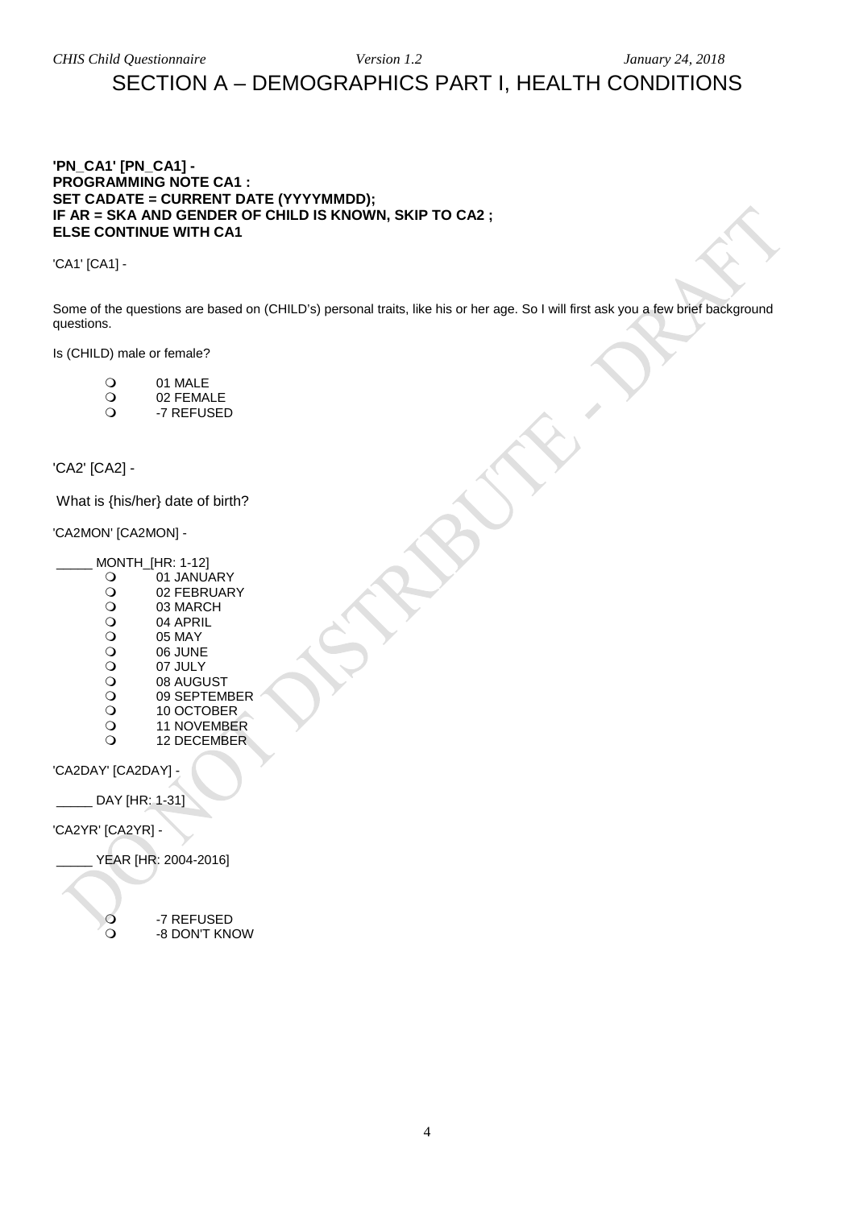# SECTION A – DEMOGRAPHICS PART I, HEALTH CONDITIONS

**'PN_CA1' [PN_CA1] -**
**PROGRAMMING NOTE CA1 :**
**SET CADATE = CURRENT DATE (YYYYMMDD);**
**IF AR = SKA AND GENDER OF CHILD IS KNOWN, SKIP TO CA2 ;**
**ELSE CONTINUE WITH CA1**

'CA1' [CA1] -

Some of the questions are based on (CHILD's) personal traits, like his or her age. So I will first ask you a few brief background questions.

Is (CHILD) male or female?

- 01 MALE
- 02 FEMALE
- -7 REFUSED

'CA2' [CA2] -

What is {his/her} date of birth?

'CA2MON' [CA2MON] -

_____ MONTH_[HR: 1-12]

- 01 JANUARY
- 02 FEBRUARY
- 03 MARCH
- 04 APRIL
- 05 MAY
- 06 JUNE
- 07 JULY
- 08 AUGUST
- 09 SEPTEMBER
- 10 OCTOBER
- 11 NOVEMBER
- 12 DECEMBER

'CA2DAY' [CA2DAY] -

_____ DAY [HR: 1-31]

'CA2YR' [CA2YR] -

_____ YEAR [HR: 2004-2016]

- -7 REFUSED
- -8 DON'T KNOW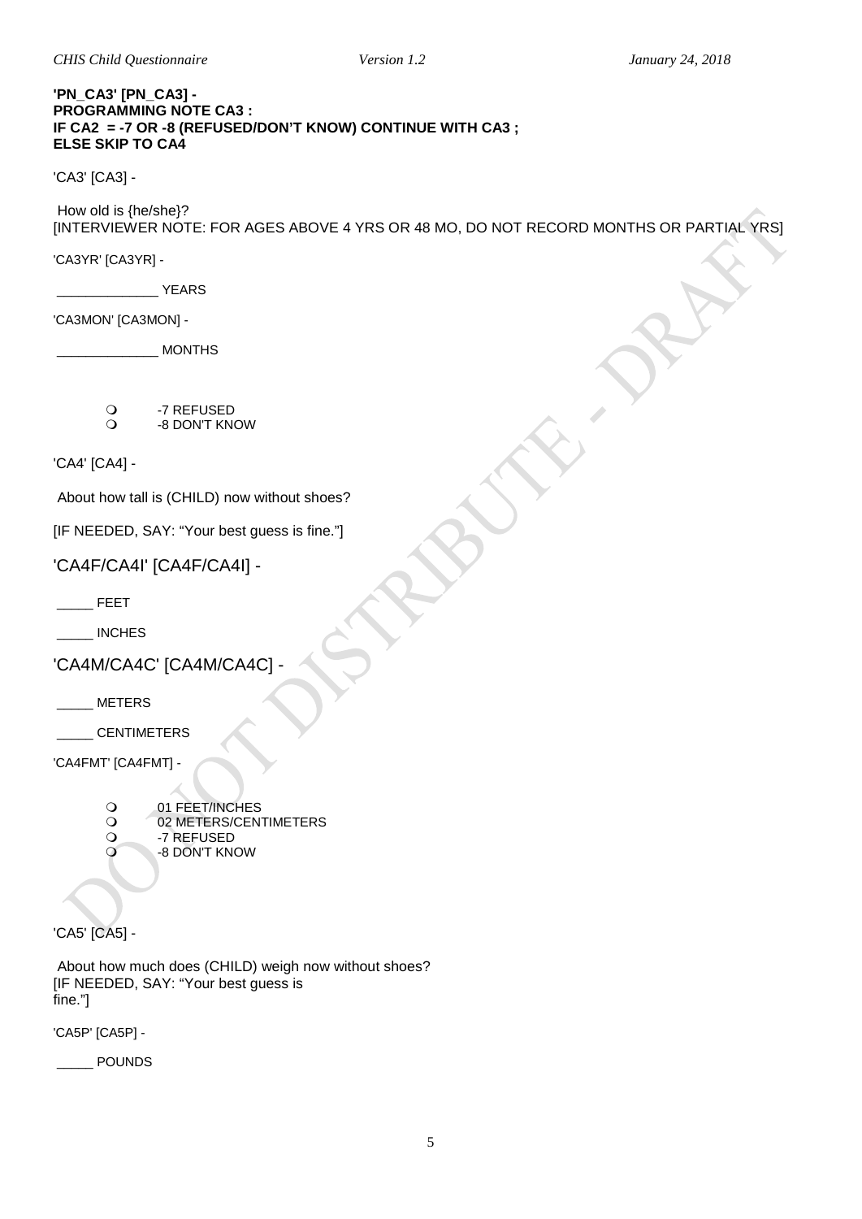**'PN_CA3' [PN_CA3] -**
**PROGRAMMING NOTE CA3 :**
**IF CA2 = -7 OR -8 (REFUSED/DON'T KNOW) CONTINUE WITH CA3 ;**
**ELSE SKIP TO CA4**

'CA3' [CA3] -

How old is {he/she}?
[INTERVIEWER NOTE: FOR AGES ABOVE 4 YRS OR 48 MO, DO NOT RECORD MONTHS OR PARTIAL YRS]

'CA3YR' [CA3YR] -

______________ YEARS

'CA3MON' [CA3MON] -

______________ MONTHS

- -7 REFUSED
- -8 DON'T KNOW

'CA4' [CA4] -

About how tall is (CHILD) now without shoes?

[IF NEEDED, SAY: "Your best guess is fine."]

## 'CA4F/CA4I' [CA4F/CA4I] -

_____ FEET

_____ INCHES

## 'CA4M/CA4C' [CA4M/CA4C] -

_____ METERS

_____ CENTIMETERS

'CA4FMT' [CA4FMT] -

- 01 FEET/INCHES
- 02 METERS/CENTIMETERS
- -7 REFUSED
- -8 DON'T KNOW

'CA5' [CA5] -

About how much does (CHILD) weigh now without shoes?
[IF NEEDED, SAY: "Your best guess is fine."]

'CA5P' [CA5P] -

_____ POUNDS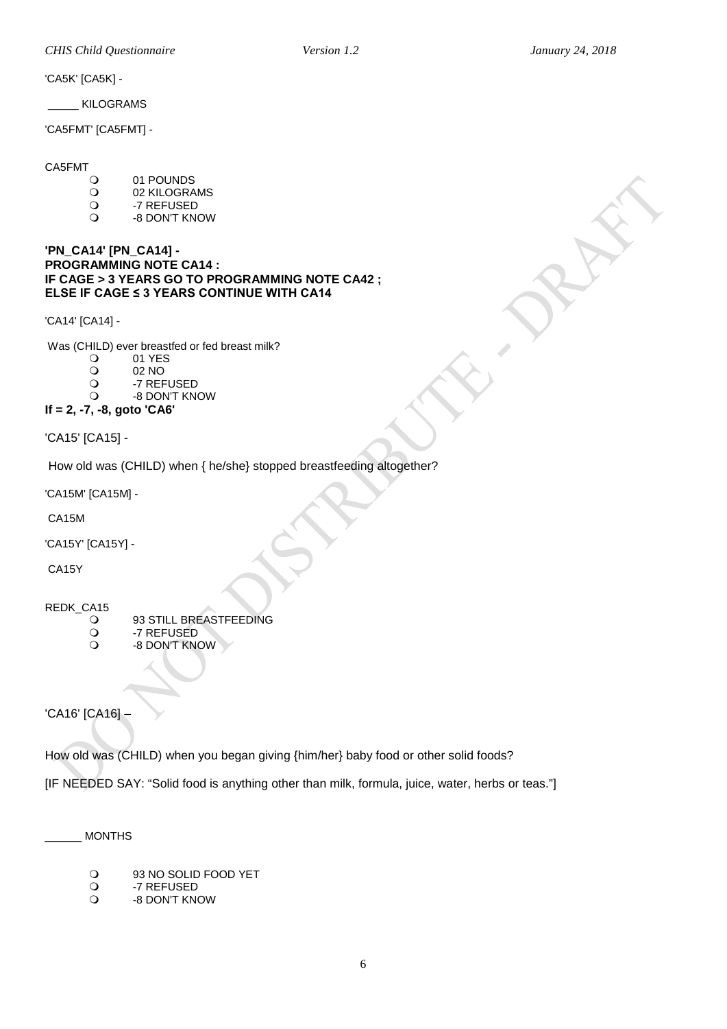'CA5K' [CA5K] -

_____ KILOGRAMS

'CA5FMT' [CA5FMT] -

CA5FMT

- 01 POUNDS
- 02 KILOGRAMS
- -7 REFUSED
- -8 DON'T KNOW

**'PN_CA14' [PN_CA14] -**
**PROGRAMMING NOTE CA14 :**
**IF CAGE > 3 YEARS GO TO PROGRAMMING NOTE CA42 ;**
**ELSE IF CAGE ≤ 3 YEARS CONTINUE WITH CA14**

'CA14' [CA14] -

Was (CHILD) ever breastfed or fed breast milk?

- 01 YES
- 02 NO
- -7 REFUSED
- -8 DON'T KNOW

**If = 2, -7, -8, goto 'CA6'**

'CA15' [CA15] -

How old was (CHILD) when { he/she} stopped breastfeeding altogether?

'CA15M' [CA15M] -

CA15M

'CA15Y' [CA15Y] -

CA15Y

REDK_CA15

- 93 STILL BREASTFEEDING
- -7 REFUSED
- -8 DON'T KNOW

'CA16' [CA16] –

How old was (CHILD) when you began giving {him/her} baby food or other solid foods?

[IF NEEDED SAY: "Solid food is anything other than milk, formula, juice, water, herbs or teas."]

______ MONTHS

- 93 NO SOLID FOOD YET
- -7 REFUSED
- -8 DON'T KNOW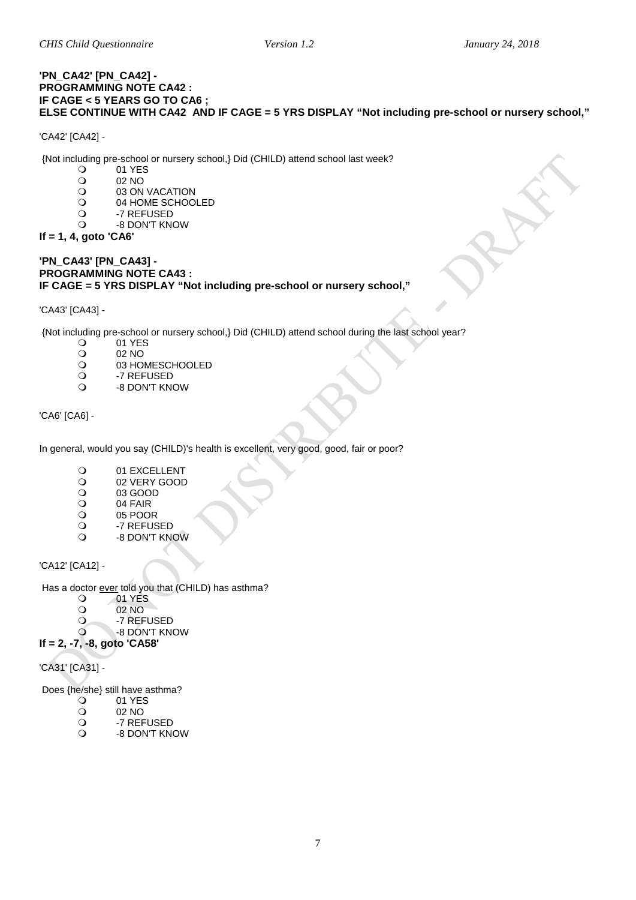**'PN_CA42' [PN_CA42] -**
**PROGRAMMING NOTE CA42 :**
**IF CAGE < 5 YEARS GO TO CA6 ;**
**ELSE CONTINUE WITH CA42 AND IF CAGE = 5 YRS DISPLAY "Not including pre-school or nursery school,"**

'CA42' [CA42] -

{Not including pre-school or nursery school,} Did (CHILD) attend school last week?

- 01 YES
- 02 NO
- 03 ON VACATION
- 04 HOME SCHOOLED
- -7 REFUSED
- -8 DON'T KNOW

**If = 1, 4, goto 'CA6'**

**'PN_CA43' [PN_CA43] -**
**PROGRAMMING NOTE CA43 :**
**IF CAGE = 5 YRS DISPLAY "Not including pre-school or nursery school,"**

'CA43' [CA43] -

{Not including pre-school or nursery school,} Did (CHILD) attend school during the last school year?

- 01 YES
- 02 NO
- 03 HOMESCHOOLED
- -7 REFUSED
- -8 DON'T KNOW

'CA6' [CA6] -

In general, would you say (CHILD)'s health is excellent, very good, good, fair or poor?

- 01 EXCELLENT
- 02 VERY GOOD
- 03 GOOD
- 04 FAIR
- 05 POOR
- -7 REFUSED
- -8 DON'T KNOW

'CA12' [CA12] -

Has a doctor <u>ever</u> told you that (CHILD) has asthma?

- 01 YES
- 02 NO
- -7 REFUSED
- -8 DON'T KNOW

**If = 2, -7, -8, goto 'CA58'**

'CA31' [CA31] -

Does {he/she} still have asthma?

- 01 YES
- 02 NO
- -7 REFUSED
- -8 DON'T KNOW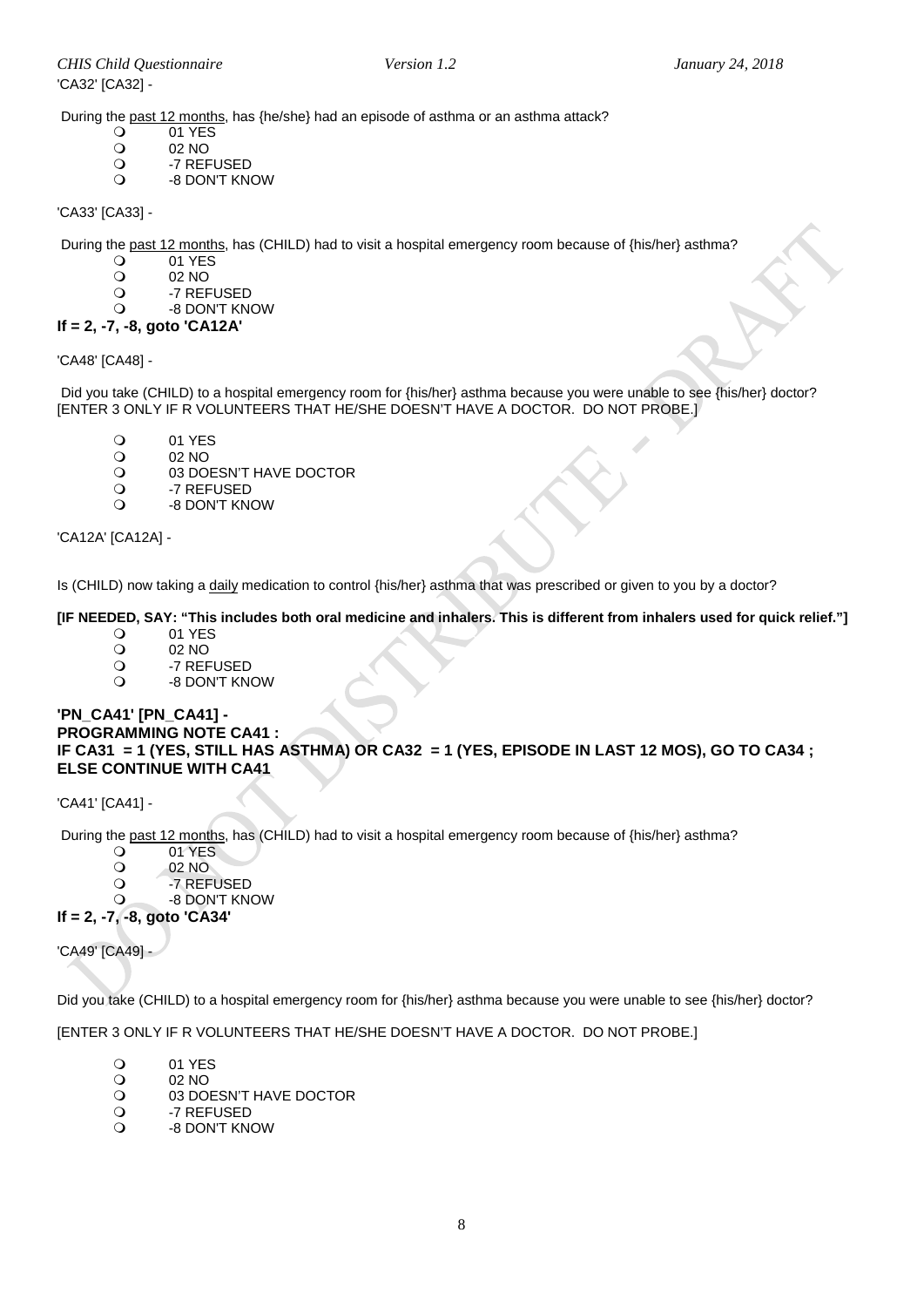'CA32' [CA32] -

During the past 12 months, has {he/she} had an episode of asthma or an asthma attack?

- 01 YES
- 02 NO
- -7 REFUSED
- -8 DON'T KNOW

'CA33' [CA33] -

During the past 12 months, has (CHILD) had to visit a hospital emergency room because of {his/her} asthma?

- 01 YES
- 02 NO
- -7 REFUSED
- -8 DON'T KNOW

**If = 2, -7, -8, goto 'CA12A'**

'CA48' [CA48] -

Did you take (CHILD) to a hospital emergency room for {his/her} asthma because you were unable to see {his/her} doctor? [ENTER 3 ONLY IF R VOLUNTEERS THAT HE/SHE DOESN'T HAVE A DOCTOR. DO NOT PROBE.]

- 01 YES
- 02 NO
- 03 DOESN'T HAVE DOCTOR
- -7 REFUSED
- -8 DON'T KNOW

'CA12A' [CA12A] -

Is (CHILD) now taking a daily medication to control {his/her} asthma that was prescribed or given to you by a doctor?

**[IF NEEDED, SAY: "This includes both oral medicine and inhalers. This is different from inhalers used for quick relief."]**

- 01 YES
- 02 NO
- -7 REFUSED
- -8 DON'T KNOW

**'PN_CA41' [PN_CA41] -**
**PROGRAMMING NOTE CA41 :**
**IF CA31 = 1 (YES, STILL HAS ASTHMA) OR CA32 = 1 (YES, EPISODE IN LAST 12 MOS), GO TO CA34 ; ELSE CONTINUE WITH CA41**

'CA41' [CA41] -

During the past 12 months, has (CHILD) had to visit a hospital emergency room because of {his/her} asthma?

- 01 YES
- 02 NO
- -7 REFUSED
- -8 DON'T KNOW

**If = 2, -7, -8, goto 'CA34'**

'CA49' [CA49] -

Did you take (CHILD) to a hospital emergency room for {his/her} asthma because you were unable to see {his/her} doctor?

[ENTER 3 ONLY IF R VOLUNTEERS THAT HE/SHE DOESN'T HAVE A DOCTOR. DO NOT PROBE.]

- 01 YES
- 02 NO
- 03 DOESN'T HAVE DOCTOR
- -7 REFUSED
- -8 DON'T KNOW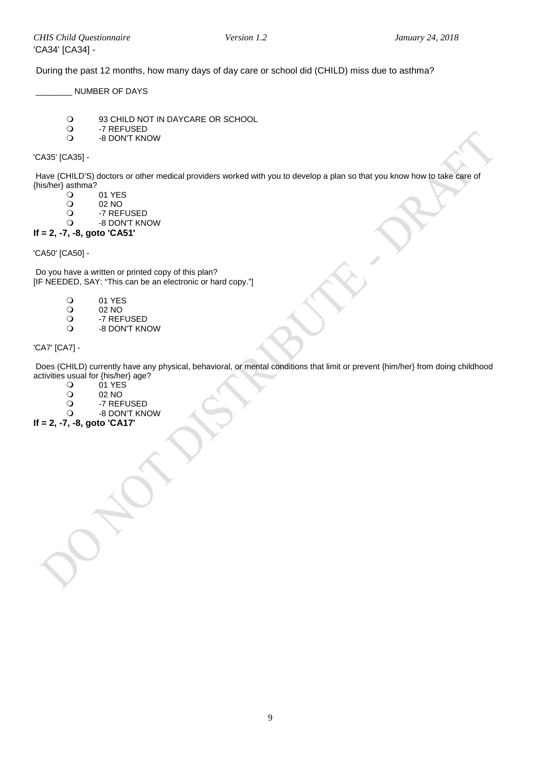'CA34' [CA34] -

During the past 12 months, how many days of day care or school did (CHILD) miss due to asthma?

________ NUMBER OF DAYS

- 93 CHILD NOT IN DAYCARE OR SCHOOL
- -7 REFUSED
- -8 DON'T KNOW

'CA35' [CA35] -

Have (CHILD'S) doctors or other medical providers worked with you to develop a plan so that you know how to take care of {his/her} asthma?

- 01 YES
- 02 NO
- -7 REFUSED
- -8 DON'T KNOW

**If = 2, -7, -8, goto 'CA51'**

'CA50' [CA50] -

Do you have a written or printed copy of this plan?
[IF NEEDED, SAY: "This can be an electronic or hard copy."]

- 01 YES
- 02 NO
- -7 REFUSED
- -8 DON'T KNOW

'CA7' [CA7] -

Does (CHILD) currently have any physical, behavioral, or mental conditions that limit or prevent {him/her} from doing childhood activities usual for {his/her} age?

- 01 YES
- 02 NO
- -7 REFUSED
- -8 DON'T KNOW

**If = 2, -7, -8, goto 'CA17'**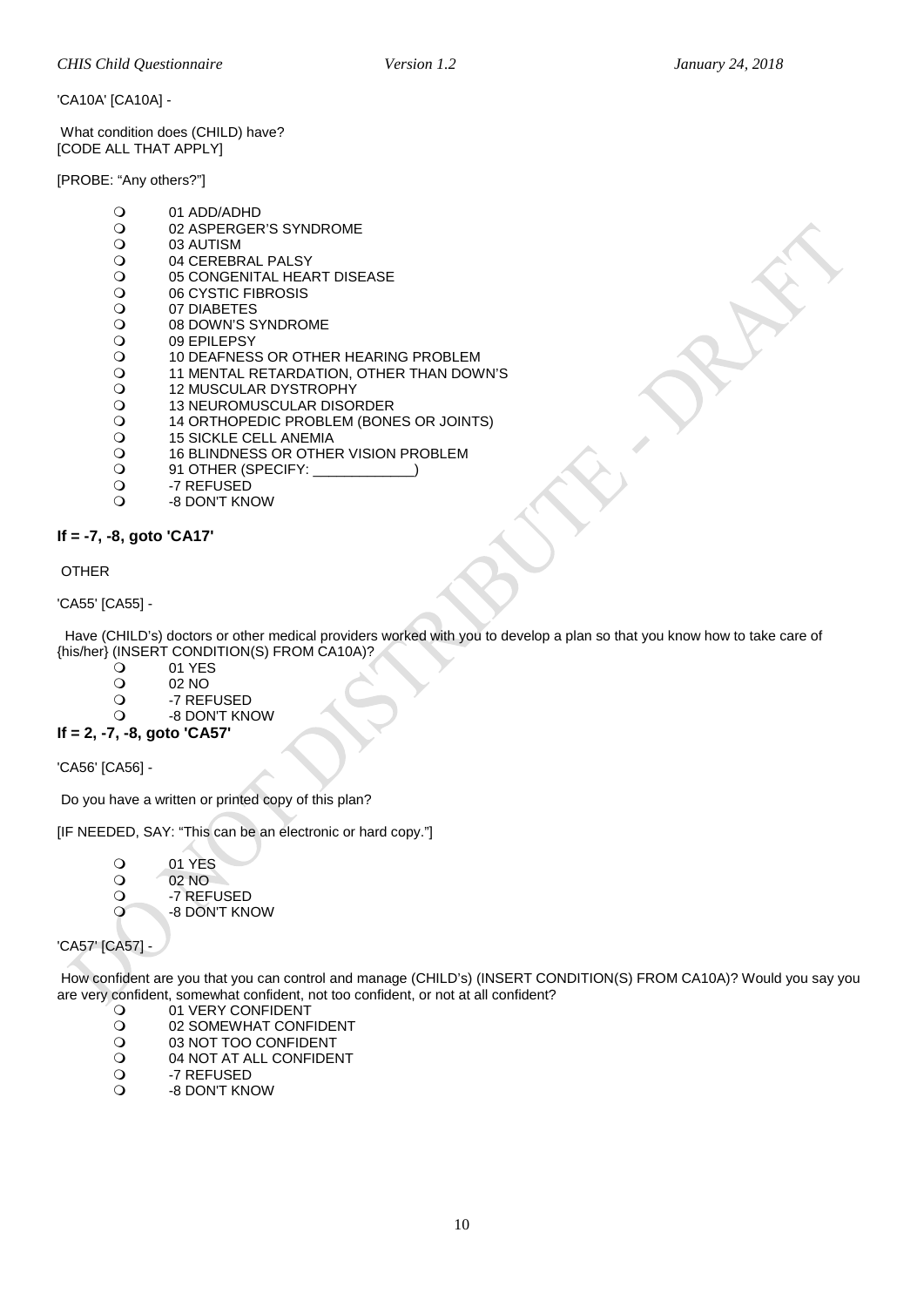'CA10A' [CA10A] -

What condition does (CHILD) have?
[CODE ALL THAT APPLY]

[PROBE: "Any others?"]

- 01 ADD/ADHD
- 02 ASPERGER'S SYNDROME
- 03 AUTISM
- 04 CEREBRAL PALSY
- 05 CONGENITAL HEART DISEASE
- 06 CYSTIC FIBROSIS
- 07 DIABETES
- 08 DOWN'S SYNDROME
- 09 EPILEPSY
- 10 DEAFNESS OR OTHER HEARING PROBLEM
- 11 MENTAL RETARDATION, OTHER THAN DOWN'S
- 12 MUSCULAR DYSTROPHY
- 13 NEUROMUSCULAR DISORDER
- 14 ORTHOPEDIC PROBLEM (BONES OR JOINTS)
- 15 SICKLE CELL ANEMIA
- 16 BLINDNESS OR OTHER VISION PROBLEM
- 91 OTHER (SPECIFY: _____________)
- -7 REFUSED
- -8 DON'T KNOW

**If = -7, -8, goto 'CA17'**

OTHER

'CA55' [CA55] -

Have (CHILD's) doctors or other medical providers worked with you to develop a plan so that you know how to take care of {his/her} (INSERT CONDITION(S) FROM CA10A)?

- 01 YES
- 02 NO
- -7 REFUSED
- -8 DON'T KNOW

**If = 2, -7, -8, goto 'CA57'**

'CA56' [CA56] -

Do you have a written or printed copy of this plan?

[IF NEEDED, SAY: "This can be an electronic or hard copy."]

- 01 YES
- 02 NO
- -7 REFUSED
- -8 DON'T KNOW

'CA57' [CA57] -

How confident are you that you can control and manage (CHILD's) (INSERT CONDITION(S) FROM CA10A)? Would you say you are very confident, somewhat confident, not too confident, or not at all confident?

- 01 VERY CONFIDENT
- 02 SOMEWHAT CONFIDENT
- 03 NOT TOO CONFIDENT
- 04 NOT AT ALL CONFIDENT
- -7 REFUSED
- -8 DON'T KNOW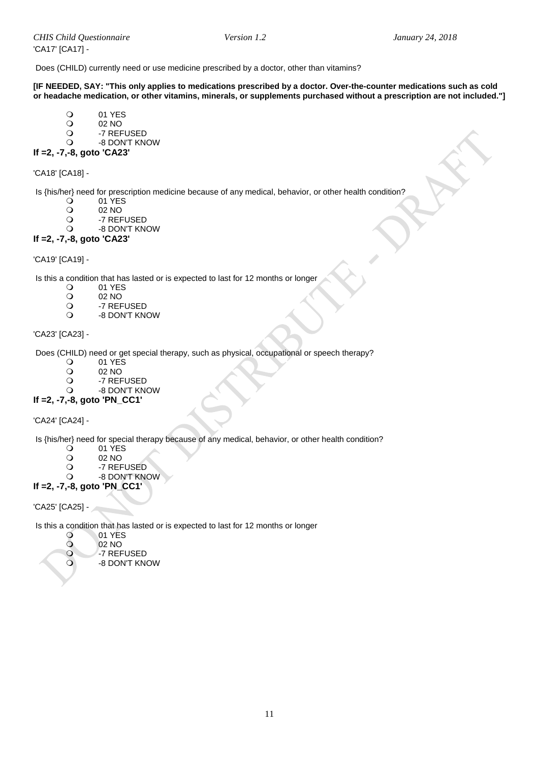'CA17' [CA17] -

Does (CHILD) currently need or use medicine prescribed by a doctor, other than vitamins?

**[IF NEEDED, SAY: "This only applies to medications prescribed by a doctor. Over-the-counter medications such as cold or headache medication, or other vitamins, minerals, or supplements purchased without a prescription are not included."]**

- 01 YES
- 02 NO
- -7 REFUSED
- -8 DON'T KNOW

**If =2, -7,-8, goto 'CA23'**

'CA18' [CA18] -

Is {his/her} need for prescription medicine because of any medical, behavior, or other health condition?

- 01 YES
- 02 NO
- -7 REFUSED
- -8 DON'T KNOW

**If =2, -7,-8, goto 'CA23'**

'CA19' [CA19] -

Is this a condition that has lasted or is expected to last for 12 months or longer

- 01 YES
- 02 NO
- -7 REFUSED
- -8 DON'T KNOW

'CA23' [CA23] -

Does (CHILD) need or get special therapy, such as physical, occupational or speech therapy?

- 01 YES
- 02 NO
- -7 REFUSED
- -8 DON'T KNOW

**If =2, -7,-8, goto 'PN_CC1'**

'CA24' [CA24] -

Is {his/her} need for special therapy because of any medical, behavior, or other health condition?

- 01 YES
- 02 NO
- -7 REFUSED
- -8 DON'T KNOW

**If =2, -7,-8, goto 'PN_CC1'**

'CA25' [CA25] -

Is this a condition that has lasted or is expected to last for 12 months or longer

- 01 YES
- 02 NO
- -7 REFUSED
- -8 DON'T KNOW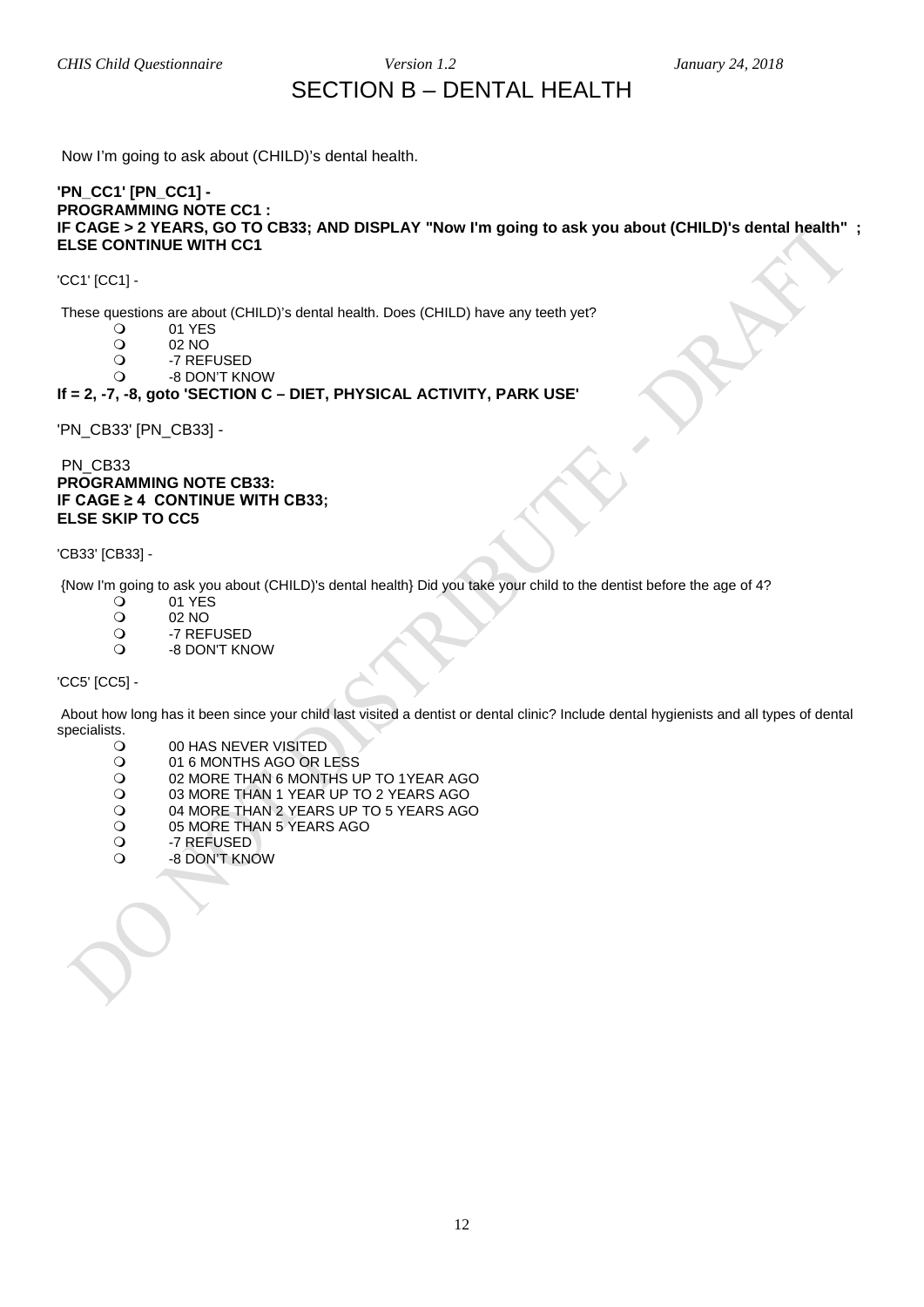# SECTION B – DENTAL HEALTH

Now I'm going to ask about (CHILD)'s dental health.

**'PN_CC1' [PN_CC1] -**
**PROGRAMMING NOTE CC1 :**
**IF CAGE > 2 YEARS, GO TO CB33; AND DISPLAY "Now I'm going to ask you about (CHILD)'s dental health" ; ELSE CONTINUE WITH CC1**

'CC1' [CC1] -

These questions are about (CHILD)'s dental health. Does (CHILD) have any teeth yet?

- 01 YES
- 02 NO
- -7 REFUSED
- -8 DON'T KNOW

**If = 2, -7, -8, goto 'SECTION C – DIET, PHYSICAL ACTIVITY, PARK USE'**

'PN_CB33' [PN_CB33] -

PN_CB33
**PROGRAMMING NOTE CB33:**
**IF CAGE ≥ 4 CONTINUE WITH CB33;**
**ELSE SKIP TO CC5**

'CB33' [CB33] -

{Now I'm going to ask you about (CHILD)'s dental health} Did you take your child to the dentist before the age of 4?

- 01 YES
- 02 NO
- -7 REFUSED
- -8 DON'T KNOW

'CC5' [CC5] -

About how long has it been since your child last visited a dentist or dental clinic? Include dental hygienists and all types of dental specialists.

- 00 HAS NEVER VISITED
- 01 6 MONTHS AGO OR LESS
- 02 MORE THAN 6 MONTHS UP TO 1YEAR AGO
- 03 MORE THAN 1 YEAR UP TO 2 YEARS AGO
- 04 MORE THAN 2 YEARS UP TO 5 YEARS AGO
- 05 MORE THAN 5 YEARS AGO
- -7 REFUSED
- -8 DON'T KNOW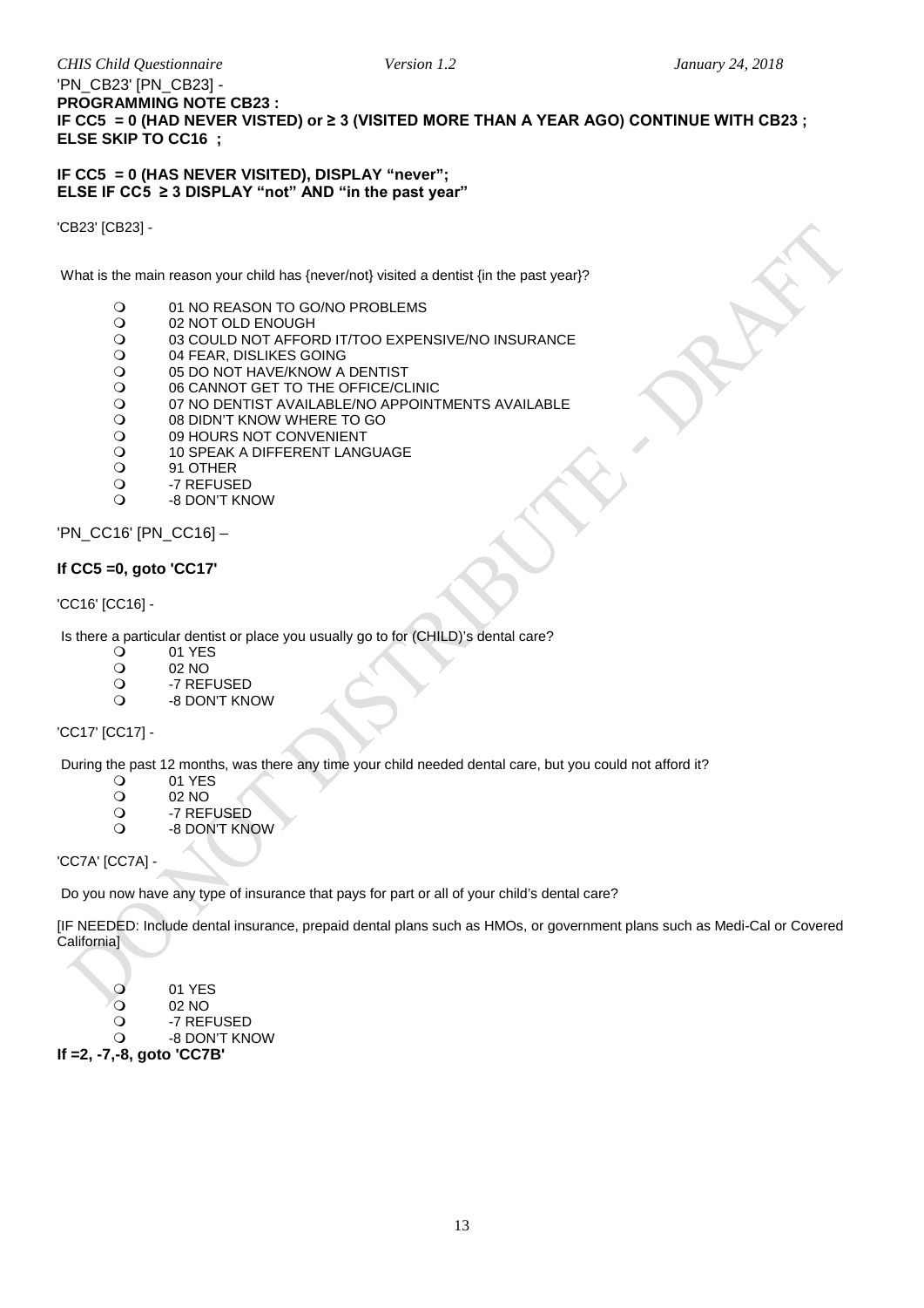'PN_CB23' [PN_CB23] -

**PROGRAMMING NOTE CB23 :**
**IF CC5 = 0 (HAD NEVER VISTED) or ≥ 3 (VISITED MORE THAN A YEAR AGO) CONTINUE WITH CB23 ;**
**ELSE SKIP TO CC16 ;**

**IF CC5 = 0 (HAS NEVER VISITED), DISPLAY "never";**
**ELSE IF CC5 ≥ 3 DISPLAY "not" AND "in the past year"**

'CB23' [CB23] -

What is the main reason your child has {never/not} visited a dentist {in the past year}?

- 01 NO REASON TO GO/NO PROBLEMS
- 02 NOT OLD ENOUGH
- 03 COULD NOT AFFORD IT/TOO EXPENSIVE/NO INSURANCE
- 04 FEAR, DISLIKES GOING
- 05 DO NOT HAVE/KNOW A DENTIST
- 06 CANNOT GET TO THE OFFICE/CLINIC
- 07 NO DENTIST AVAILABLE/NO APPOINTMENTS AVAILABLE
- 08 DIDN'T KNOW WHERE TO GO
- 09 HOURS NOT CONVENIENT
- 10 SPEAK A DIFFERENT LANGUAGE
- 91 OTHER
- -7 REFUSED
- -8 DON'T KNOW

'PN_CC16' [PN_CC16] –

**If CC5 =0, goto 'CC17'**

'CC16' [CC16] -

Is there a particular dentist or place you usually go to for (CHILD)'s dental care?

- 01 YES
- 02 NO
- -7 REFUSED
- -8 DON'T KNOW

'CC17' [CC17] -

During the past 12 months, was there any time your child needed dental care, but you could not afford it?

- 01 YES
- 02 NO
- -7 REFUSED
- -8 DON'T KNOW

'CC7A' [CC7A] -

Do you now have any type of insurance that pays for part or all of your child's dental care?

[IF NEEDED: Include dental insurance, prepaid dental plans such as HMOs, or government plans such as Medi-Cal or Covered California]

- 01 YES
- 02 NO
- -7 REFUSED
- -8 DON'T KNOW

**If =2, -7,-8, goto 'CC7B'**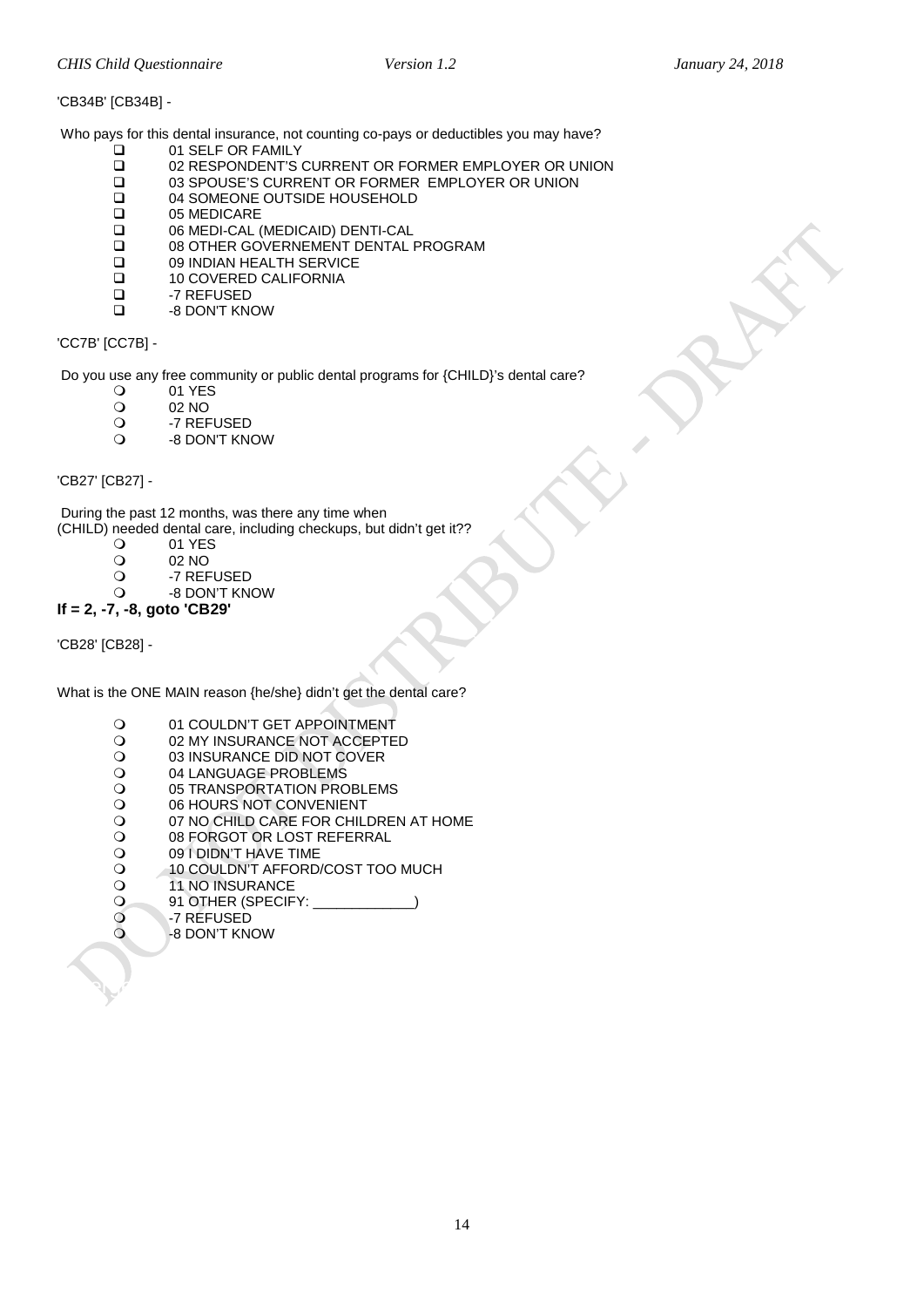'CB34B' [CB34B] -

Who pays for this dental insurance, not counting co-pays or deductibles you may have?

- ❑ 01 SELF OR FAMILY
- ❑ 02 RESPONDENT'S CURRENT OR FORMER EMPLOYER OR UNION
- ❑ 03 SPOUSE'S CURRENT OR FORMER EMPLOYER OR UNION
- ❑ 04 SOMEONE OUTSIDE HOUSEHOLD
- ❑ 05 MEDICARE
- ❑ 06 MEDI-CAL (MEDICAID) DENTI-CAL
- ❑ 08 OTHER GOVERNEMENT DENTAL PROGRAM
- ❑ 09 INDIAN HEALTH SERVICE
- ❑ 10 COVERED CALIFORNIA
- ❑ -7 REFUSED
- ❑ -8 DON'T KNOW

'CC7B' [CC7B] -

Do you use any free community or public dental programs for {CHILD}'s dental care?

- ❍ 01 YES
- ❍ 02 NO
- ❍ -7 REFUSED
- ❍ -8 DON'T KNOW

'CB27' [CB27] -

During the past 12 months, was there any time when
(CHILD) needed dental care, including checkups, but didn't get it??

- ❍ 01 YES
- ❍ 02 NO
- ❍ -7 REFUSED
- ❍ -8 DON'T KNOW

**If = 2, -7, -8, goto 'CB29'**

'CB28' [CB28] -

What is the ONE MAIN reason {he/she} didn't get the dental care?

- ❍ 01 COULDN'T GET APPOINTMENT
- ❍ 02 MY INSURANCE NOT ACCEPTED
- ❍ 03 INSURANCE DID NOT COVER
- ❍ 04 LANGUAGE PROBLEMS
- ❍ 05 TRANSPORTATION PROBLEMS
- ❍ 06 HOURS NOT CONVENIENT
- ❍ 07 NO CHILD CARE FOR CHILDREN AT HOME
- ❍ 08 FORGOT OR LOST REFERRAL
- ❍ 09 I DIDN'T HAVE TIME
- ❍ 10 COULDN'T AFFORD/COST TOO MUCH
- ❍ 11 NO INSURANCE
- ❍ 91 OTHER (SPECIFY: _____________)
- ❍ -7 REFUSED
- ❍ -8 DON'T KNOW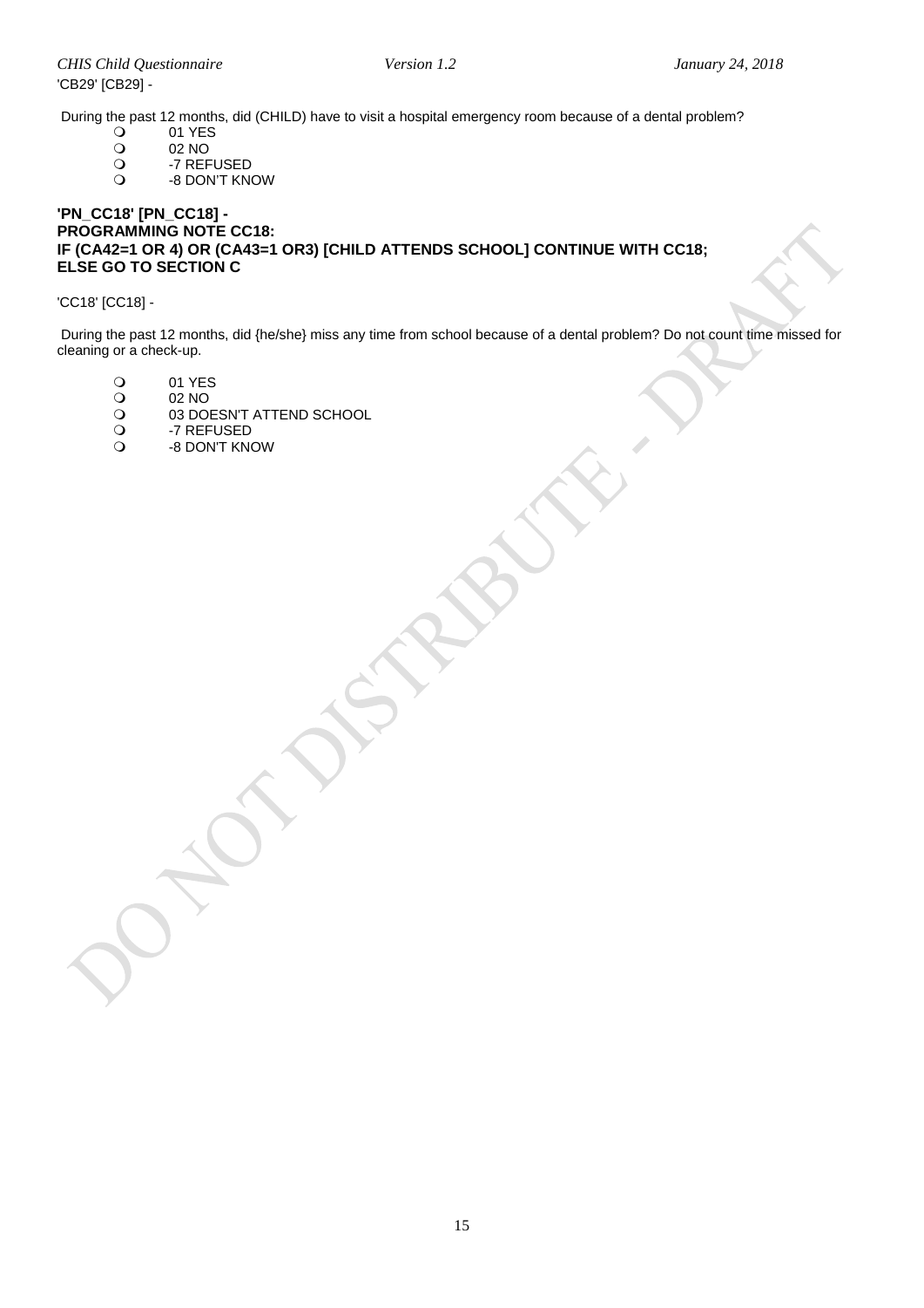'CB29' [CB29] -

During the past 12 months, did (CHILD) have to visit a hospital emergency room because of a dental problem?

- 01 YES
- 02 NO
- -7 REFUSED
- -8 DON'T KNOW

**'PN_CC18' [PN_CC18] -**
**PROGRAMMING NOTE CC18:**
**IF (CA42=1 OR 4) OR (CA43=1 OR3) [CHILD ATTENDS SCHOOL] CONTINUE WITH CC18;**
**ELSE GO TO SECTION C**

'CC18' [CC18] -

During the past 12 months, did {he/she} miss any time from school because of a dental problem? Do not count time missed for cleaning or a check-up.

- 01 YES
- 02 NO
- 03 DOESN'T ATTEND SCHOOL
- -7 REFUSED
- -8 DON'T KNOW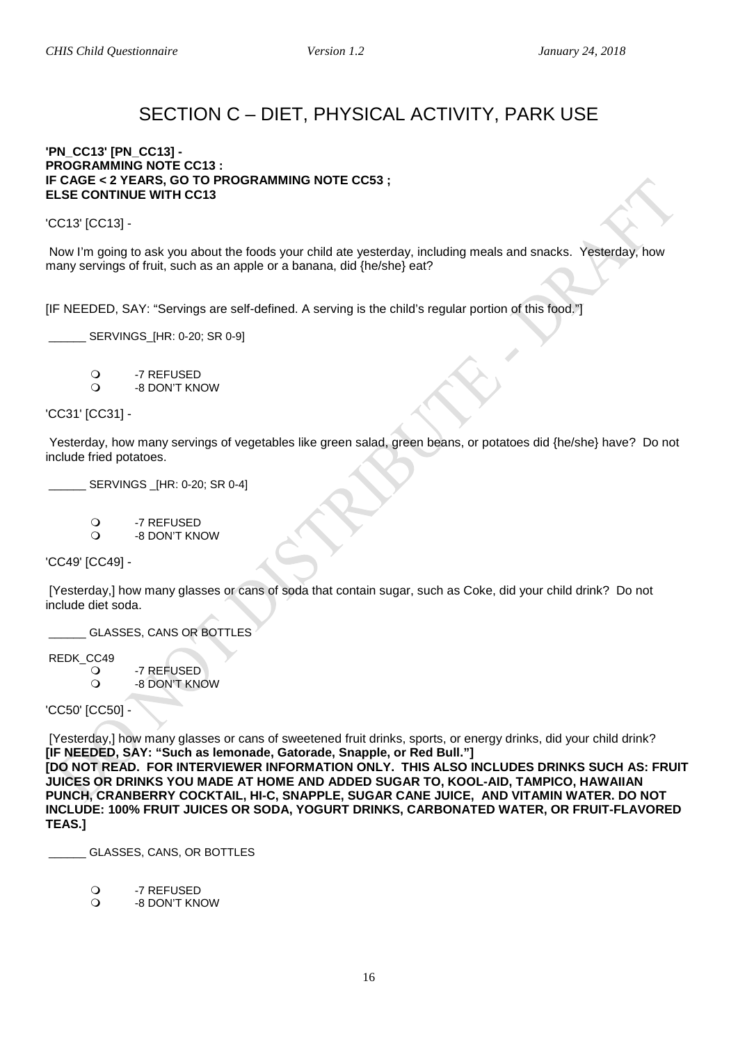# SECTION C – DIET, PHYSICAL ACTIVITY, PARK USE

**'PN_CC13' [PN_CC13] -**
**PROGRAMMING NOTE CC13 :**
**IF CAGE < 2 YEARS, GO TO PROGRAMMING NOTE CC53 ;**
**ELSE CONTINUE WITH CC13**

'CC13' [CC13] -

Now I'm going to ask you about the foods your child ate yesterday, including meals and snacks. Yesterday, how many servings of fruit, such as an apple or a banana, did {he/she} eat?

[IF NEEDED, SAY: "Servings are self-defined. A serving is the child's regular portion of this food."]

______ SERVINGS_[HR: 0-20; SR 0-9]

- -7 REFUSED
- -8 DON'T KNOW

'CC31' [CC31] -

Yesterday, how many servings of vegetables like green salad, green beans, or potatoes did {he/she} have? Do not include fried potatoes.

______ SERVINGS _[HR: 0-20; SR 0-4]

- -7 REFUSED
- -8 DON'T KNOW

'CC49' [CC49] -

[Yesterday,] how many glasses or cans of soda that contain sugar, such as Coke, did your child drink? Do not include diet soda.

______ GLASSES, CANS OR BOTTLES

REDK_CC49
- -7 REFUSED
- -8 DON'T KNOW

'CC50' [CC50] -

[Yesterday,] how many glasses or cans of sweetened fruit drinks, sports, or energy drinks, did your child drink?
**[IF NEEDED, SAY: "Such as lemonade, Gatorade, Snapple, or Red Bull."]**
**[DO NOT READ. FOR INTERVIEWER INFORMATION ONLY. THIS ALSO INCLUDES DRINKS SUCH AS: FRUIT JUICES OR DRINKS YOU MADE AT HOME AND ADDED SUGAR TO, KOOL-AID, TAMPICO, HAWAIIAN PUNCH, CRANBERRY COCKTAIL, HI-C, SNAPPLE, SUGAR CANE JUICE, AND VITAMIN WATER. DO NOT INCLUDE: 100% FRUIT JUICES OR SODA, YOGURT DRINKS, CARBONATED WATER, OR FRUIT-FLAVORED TEAS.]**

______ GLASSES, CANS, OR BOTTLES

- -7 REFUSED
- -8 DON'T KNOW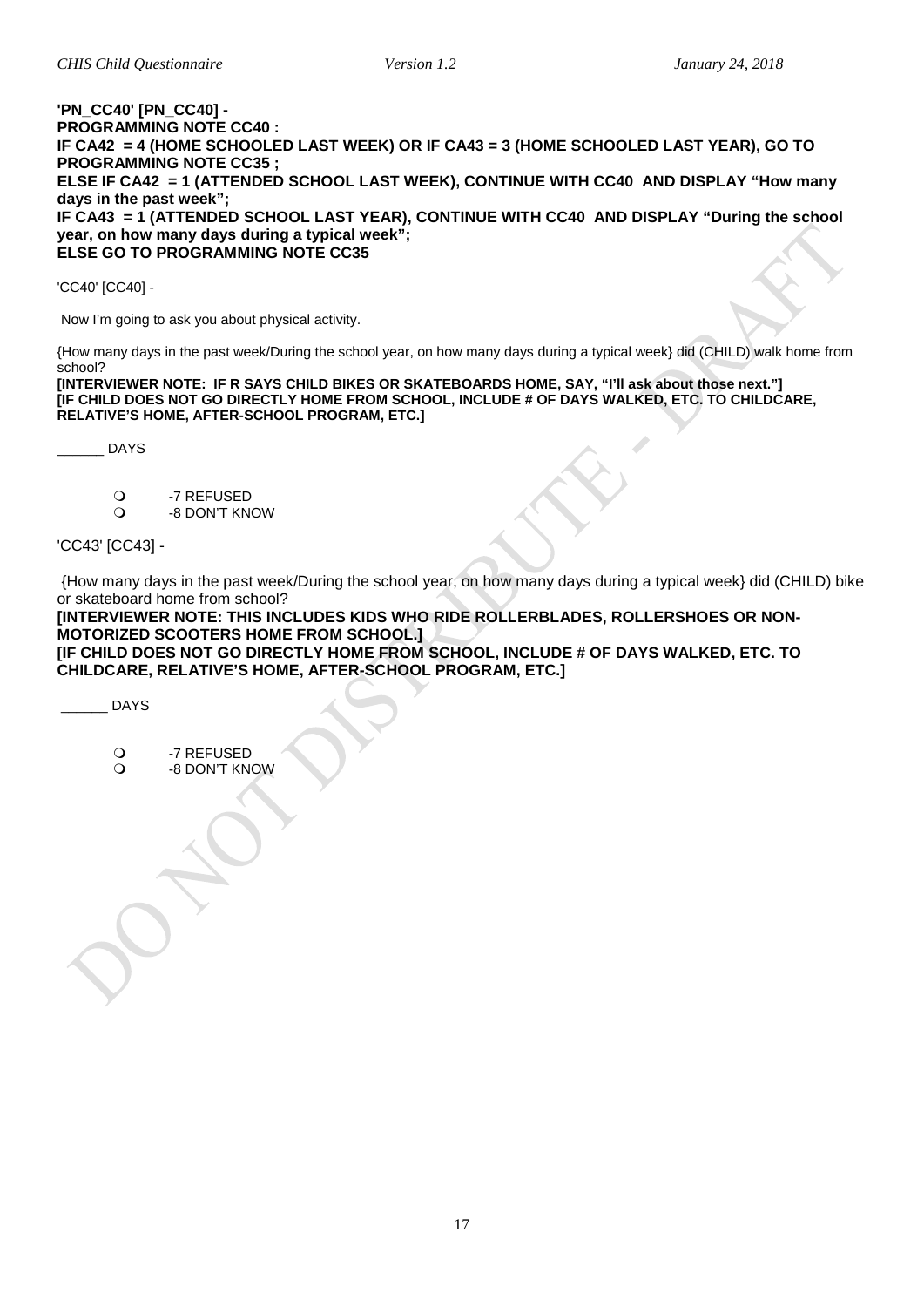**'PN_CC40' [PN_CC40] -**
**PROGRAMMING NOTE CC40 :**
**IF CA42 = 4 (HOME SCHOOLED LAST WEEK) OR IF CA43 = 3 (HOME SCHOOLED LAST YEAR), GO TO PROGRAMMING NOTE CC35 ;**
**ELSE IF CA42 = 1 (ATTENDED SCHOOL LAST WEEK), CONTINUE WITH CC40 AND DISPLAY "How many days in the past week";**
**IF CA43 = 1 (ATTENDED SCHOOL LAST YEAR), CONTINUE WITH CC40 AND DISPLAY "During the school year, on how many days during a typical week";**
**ELSE GO TO PROGRAMMING NOTE CC35**

'CC40' [CC40] -

Now I'm going to ask you about physical activity.

{How many days in the past week/During the school year, on how many days during a typical week} did (CHILD) walk home from school?

**[INTERVIEWER NOTE: IF R SAYS CHILD BIKES OR SKATEBOARDS HOME, SAY, "I'll ask about those next."]**
**[IF CHILD DOES NOT GO DIRECTLY HOME FROM SCHOOL, INCLUDE # OF DAYS WALKED, ETC. TO CHILDCARE, RELATIVE'S HOME, AFTER-SCHOOL PROGRAM, ETC.]**

______ DAYS

- -7 REFUSED
- -8 DON'T KNOW

'CC43' [CC43] -

{How many days in the past week/During the school year, on how many days during a typical week} did (CHILD) bike or skateboard home from school?

**[INTERVIEWER NOTE: THIS INCLUDES KIDS WHO RIDE ROLLERBLADES, ROLLERSHOES OR NON-MOTORIZED SCOOTERS HOME FROM SCHOOL.]**
**[IF CHILD DOES NOT GO DIRECTLY HOME FROM SCHOOL, INCLUDE # OF DAYS WALKED, ETC. TO CHILDCARE, RELATIVE'S HOME, AFTER-SCHOOL PROGRAM, ETC.]**

______ DAYS

- -7 REFUSED
- -8 DON'T KNOW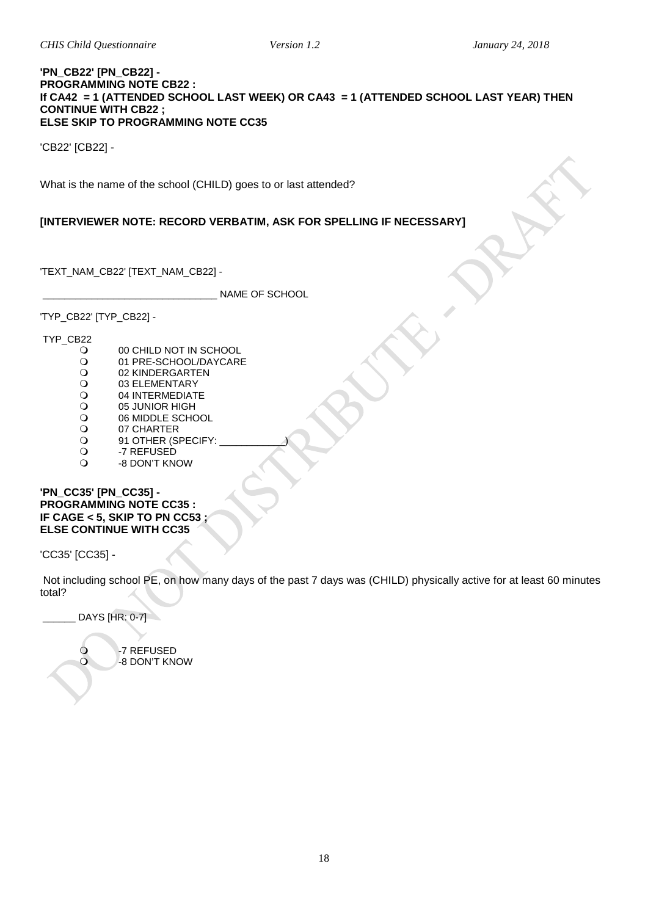**'PN_CB22' [PN_CB22] -**
**PROGRAMMING NOTE CB22 :**
**If CA42 = 1 (ATTENDED SCHOOL LAST WEEK) OR CA43 = 1 (ATTENDED SCHOOL LAST YEAR) THEN CONTINUE WITH CB22 ;**
**ELSE SKIP TO PROGRAMMING NOTE CC35**

'CB22' [CB22] -

What is the name of the school (CHILD) goes to or last attended?

**[INTERVIEWER NOTE: RECORD VERBATIM, ASK FOR SPELLING IF NECESSARY]**

'TEXT_NAM_CB22' [TEXT_NAM_CB22] -

_______________________________ NAME OF SCHOOL

'TYP_CB22' [TYP_CB22] -

TYP_CB22

- 00 CHILD NOT IN SCHOOL
- 01 PRE-SCHOOL/DAYCARE
- 02 KINDERGARTEN
- 03 ELEMENTARY
- 04 INTERMEDIATE
- 05 JUNIOR HIGH
- 06 MIDDLE SCHOOL
- 07 CHARTER
- 91 OTHER (SPECIFY: ___________)
- -7 REFUSED
- -8 DON'T KNOW

**'PN_CC35' [PN_CC35] -**
**PROGRAMMING NOTE CC35 :**
**IF CAGE < 5, SKIP TO PN CC53 ;**
**ELSE CONTINUE WITH CC35**

'CC35' [CC35] -

Not including school PE, on how many days of the past 7 days was (CHILD) physically active for at least 60 minutes total?

______ DAYS [HR: 0-7]

- -7 REFUSED
- -8 DON'T KNOW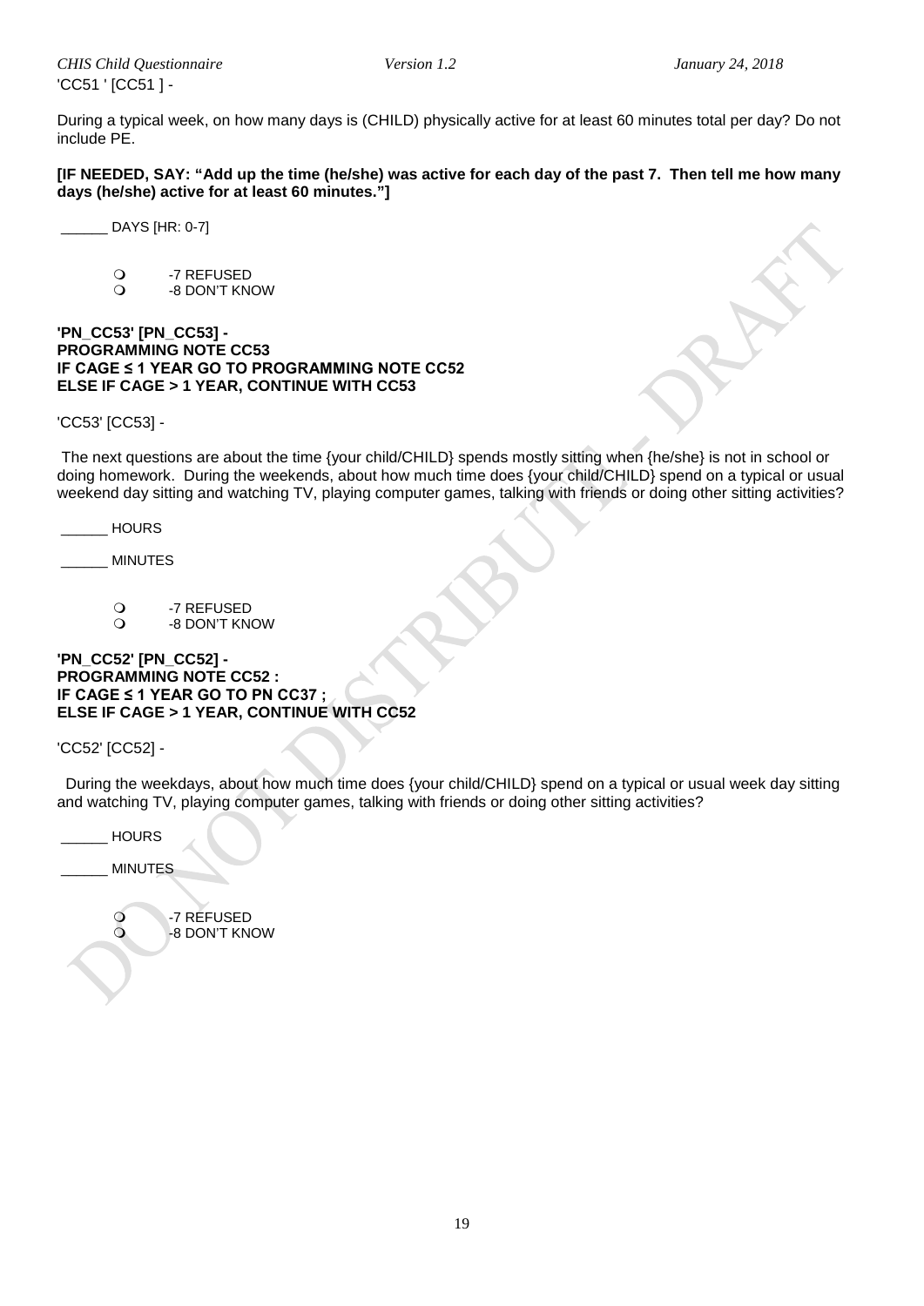'CC51 ' [CC51 ] -

During a typical week, on how many days is (CHILD) physically active for at least 60 minutes total per day? Do not include PE.

**[IF NEEDED, SAY: "Add up the time (he/she) was active for each day of the past 7. Then tell me how many days (he/she) active for at least 60 minutes."]**

______ DAYS [HR: 0-7]

- -7 REFUSED
- -8 DON'T KNOW

**'PN_CC53' [PN_CC53] -**
**PROGRAMMING NOTE CC53**
**IF CAGE ≤ 1 YEAR GO TO PROGRAMMING NOTE CC52**
**ELSE IF CAGE > 1 YEAR, CONTINUE WITH CC53**

'CC53' [CC53] -

The next questions are about the time {your child/CHILD} spends mostly sitting when {he/she} is not in school or doing homework. During the weekends, about how much time does {your child/CHILD} spend on a typical or usual weekend day sitting and watching TV, playing computer games, talking with friends or doing other sitting activities?

______ HOURS

______ MINUTES

- -7 REFUSED
- -8 DON'T KNOW

**'PN_CC52' [PN_CC52] -**
**PROGRAMMING NOTE CC52 :**
**IF CAGE ≤ 1 YEAR GO TO PN CC37 ;**
**ELSE IF CAGE > 1 YEAR, CONTINUE WITH CC52**

'CC52' [CC52] -

During the weekdays, about how much time does {your child/CHILD} spend on a typical or usual week day sitting and watching TV, playing computer games, talking with friends or doing other sitting activities?

______ HOURS

______ MINUTES

- -7 REFUSED
- -8 DON'T KNOW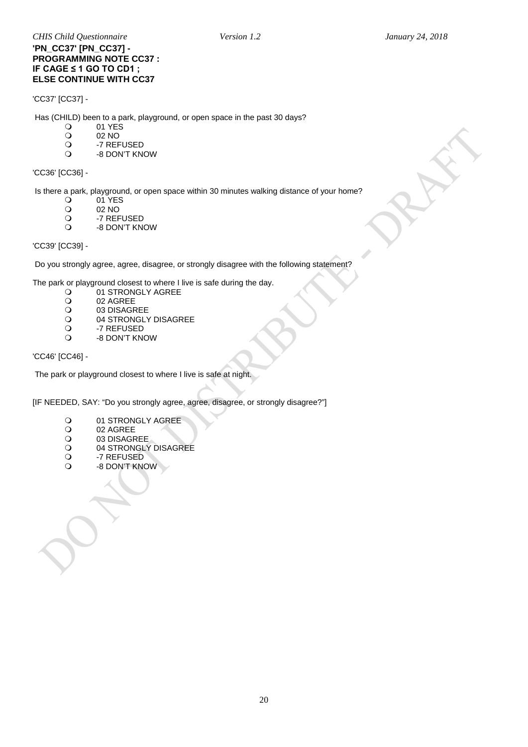**'PN_CC37' [PN_CC37] -**
**PROGRAMMING NOTE CC37 :**
**IF CAGE ≤ 1 GO TO CD1 ;**
**ELSE CONTINUE WITH CC37**

'CC37' [CC37] -

Has (CHILD) been to a park, playground, or open space in the past 30 days?

- 01 YES
- 02 NO
- -7 REFUSED
- -8 DON'T KNOW

'CC36' [CC36] -

Is there a park, playground, or open space within 30 minutes walking distance of your home?

- 01 YES
- 02 NO
- -7 REFUSED
- -8 DON'T KNOW

'CC39' [CC39] -

Do you strongly agree, agree, disagree, or strongly disagree with the following statement?

The park or playground closest to where I live is safe during the day.

- 01 STRONGLY AGREE
- 02 AGREE
- 03 DISAGREE
- 04 STRONGLY DISAGREE
- -7 REFUSED
- -8 DON'T KNOW

'CC46' [CC46] -

The park or playground closest to where I live is safe at night.

[IF NEEDED, SAY: "Do you strongly agree, agree, disagree, or strongly disagree?"]

- 01 STRONGLY AGREE
- 02 AGREE
- 03 DISAGREE
- 04 STRONGLY DISAGREE
- -7 REFUSED
- -8 DON'T KNOW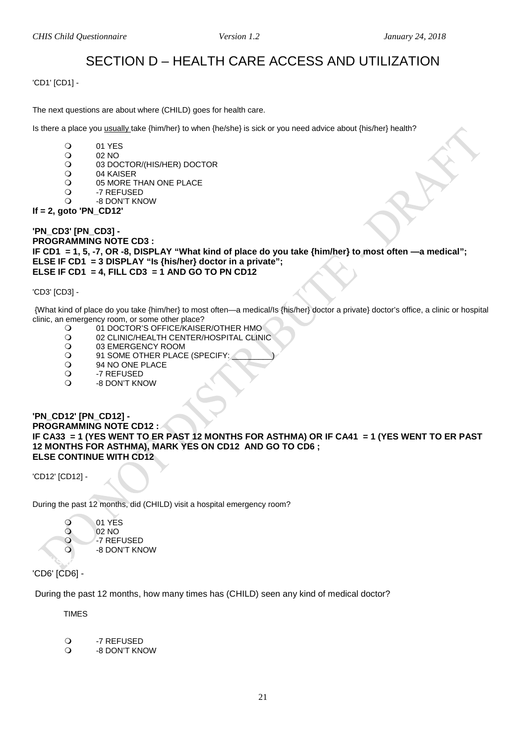# SECTION D – HEALTH CARE ACCESS AND UTILIZATION

'CD1' [CD1] -

The next questions are about where (CHILD) goes for health care.

Is there a place you usually take {him/her} to when {he/she} is sick or you need advice about {his/her} health?

- 01 YES
- 02 NO
- 03 DOCTOR/(HIS/HER) DOCTOR
- 04 KAISER
- 05 MORE THAN ONE PLACE
- -7 REFUSED
- -8 DON'T KNOW

**If = 2, goto 'PN_CD12'**

**'PN_CD3' [PN_CD3] -**
**PROGRAMMING NOTE CD3 :**
**IF CD1 = 1, 5, -7, OR -8, DISPLAY "What kind of place do you take {him/her} to most often —a medical";**
**ELSE IF CD1 = 3 DISPLAY "Is {his/her} doctor in a private";**
**ELSE IF CD1 = 4, FILL CD3 = 1 AND GO TO PN CD12**

'CD3' [CD3] -

{What kind of place do you take {him/her} to most often—a medical/Is {his/her} doctor a private} doctor's office, a clinic or hospital clinic, an emergency room, or some other place?

- 01 DOCTOR'S OFFICE/KAISER/OTHER HMO
- 02 CLINIC/HEALTH CENTER/HOSPITAL CLINIC
- 03 EMERGENCY ROOM
- 91 SOME OTHER PLACE (SPECIFY: _________)
- 94 NO ONE PLACE
- -7 REFUSED
- -8 DON'T KNOW

**'PN_CD12' [PN_CD12] -**
**PROGRAMMING NOTE CD12 :**
**IF CA33 = 1 (YES WENT TO ER PAST 12 MONTHS FOR ASTHMA) OR IF CA41 = 1 (YES WENT TO ER PAST 12 MONTHS FOR ASTHMA), MARK YES ON CD12 AND GO TO CD6 ;**
**ELSE CONTINUE WITH CD12**

'CD12' [CD12] -

During the past 12 months, did (CHILD) visit a hospital emergency room?

- 01 YES
- 02 NO
- -7 REFUSED
- -8 DON'T KNOW

'CD6' [CD6] -

During the past 12 months, how many times has (CHILD) seen any kind of medical doctor?

TIMES

- -7 REFUSED
- -8 DON'T KNOW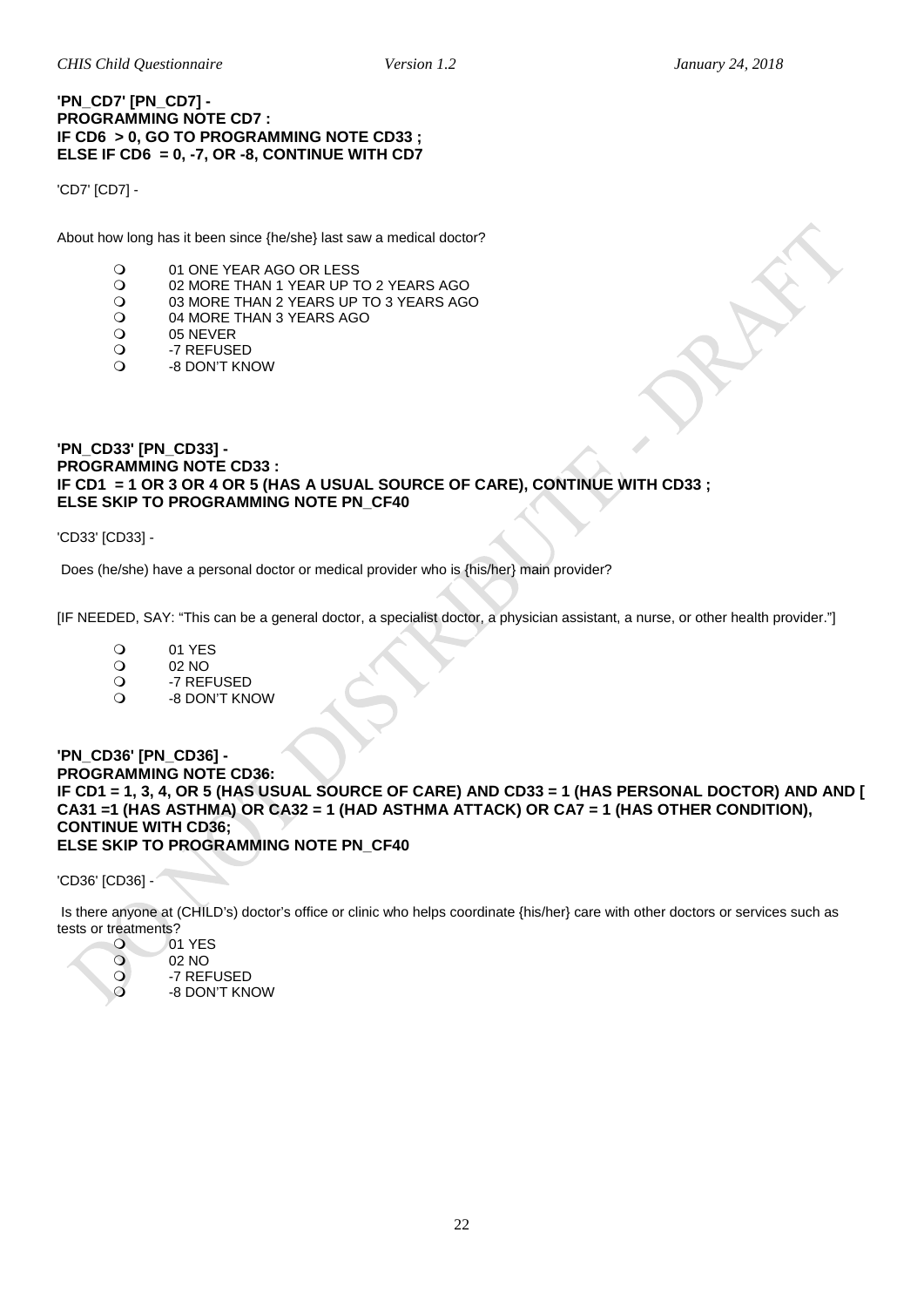**'PN_CD7' [PN_CD7] -**
**PROGRAMMING NOTE CD7 :**
**IF CD6 > 0, GO TO PROGRAMMING NOTE CD33 ;**
**ELSE IF CD6 = 0, -7, OR -8, CONTINUE WITH CD7**

'CD7' [CD7] -

About how long has it been since {he/she} last saw a medical doctor?

- 01 ONE YEAR AGO OR LESS
- 02 MORE THAN 1 YEAR UP TO 2 YEARS AGO
- 03 MORE THAN 2 YEARS UP TO 3 YEARS AGO
- 04 MORE THAN 3 YEARS AGO
- 05 NEVER
- -7 REFUSED
- -8 DON'T KNOW

**'PN_CD33' [PN_CD33] -**
**PROGRAMMING NOTE CD33 :**
**IF CD1 = 1 OR 3 OR 4 OR 5 (HAS A USUAL SOURCE OF CARE), CONTINUE WITH CD33 ;**
**ELSE SKIP TO PROGRAMMING NOTE PN_CF40**

'CD33' [CD33] -

Does (he/she) have a personal doctor or medical provider who is {his/her} main provider?

[IF NEEDED, SAY: "This can be a general doctor, a specialist doctor, a physician assistant, a nurse, or other health provider."]

- 01 YES
- 02 NO
- -7 REFUSED
- -8 DON'T KNOW

**'PN_CD36' [PN_CD36] -**
**PROGRAMMING NOTE CD36:**
**IF CD1 = 1, 3, 4, OR 5 (HAS USUAL SOURCE OF CARE) AND CD33 = 1 (HAS PERSONAL DOCTOR) AND AND [ CA31 =1 (HAS ASTHMA) OR CA32 = 1 (HAD ASTHMA ATTACK) OR CA7 = 1 (HAS OTHER CONDITION), CONTINUE WITH CD36;**
**ELSE SKIP TO PROGRAMMING NOTE PN_CF40**

'CD36' [CD36] -

Is there anyone at (CHILD's) doctor's office or clinic who helps coordinate {his/her} care with other doctors or services such as tests or treatments?

- 01 YES
- 02 NO
- -7 REFUSED
- -8 DON'T KNOW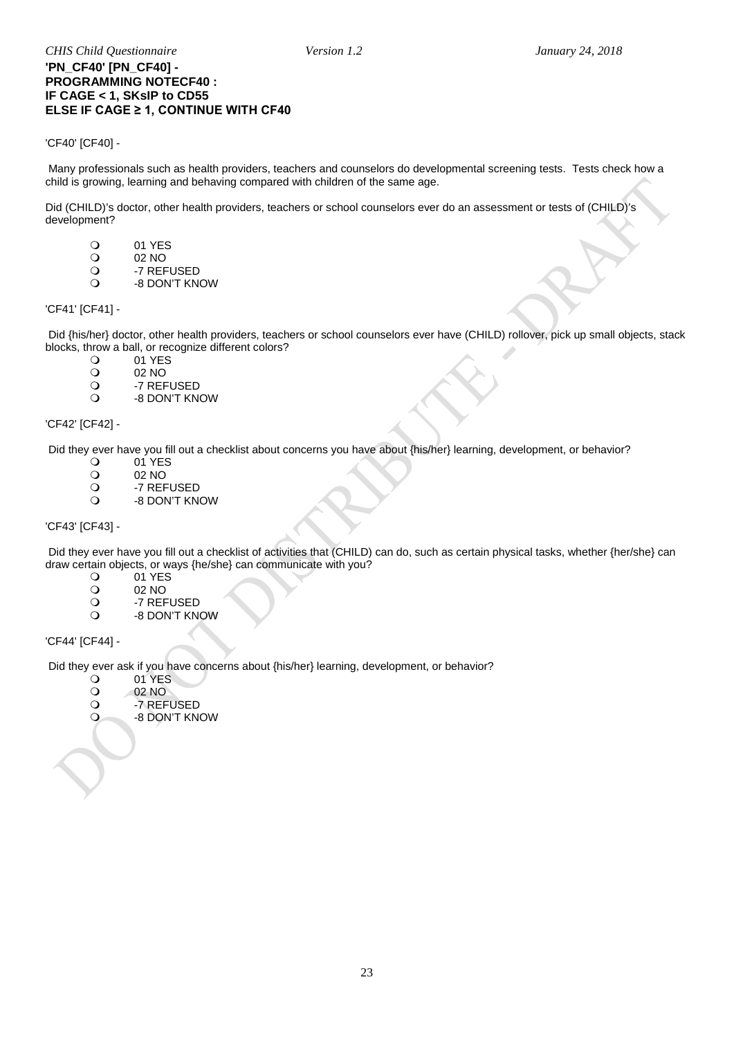**'PN_CF40' [PN_CF40] -**
**PROGRAMMING NOTECF40 :**
**IF CAGE < 1, SKsIP to CD55**
**ELSE IF CAGE ≥ 1, CONTINUE WITH CF40**

'CF40' [CF40] -

Many professionals such as health providers, teachers and counselors do developmental screening tests. Tests check how a child is growing, learning and behaving compared with children of the same age.

Did (CHILD)'s doctor, other health providers, teachers or school counselors ever do an assessment or tests of (CHILD)'s development?

- 01 YES
- 02 NO
- -7 REFUSED
- -8 DON'T KNOW

'CF41' [CF41] -

Did {his/her} doctor, other health providers, teachers or school counselors ever have (CHILD) rollover, pick up small objects, stack blocks, throw a ball, or recognize different colors?

- 01 YES
- 02 NO
- -7 REFUSED
- -8 DON'T KNOW

'CF42' [CF42] -

Did they ever have you fill out a checklist about concerns you have about {his/her} learning, development, or behavior?

- 01 YES
- 02 NO
- -7 REFUSED
- -8 DON'T KNOW

'CF43' [CF43] -

Did they ever have you fill out a checklist of activities that (CHILD) can do, such as certain physical tasks, whether {her/she} can draw certain objects, or ways {he/she} can communicate with you?

- 01 YES
- 02 NO
- -7 REFUSED
- -8 DON'T KNOW

'CF44' [CF44] -

Did they ever ask if you have concerns about {his/her} learning, development, or behavior?

- 01 YES
- 02 NO
- -7 REFUSED
- -8 DON'T KNOW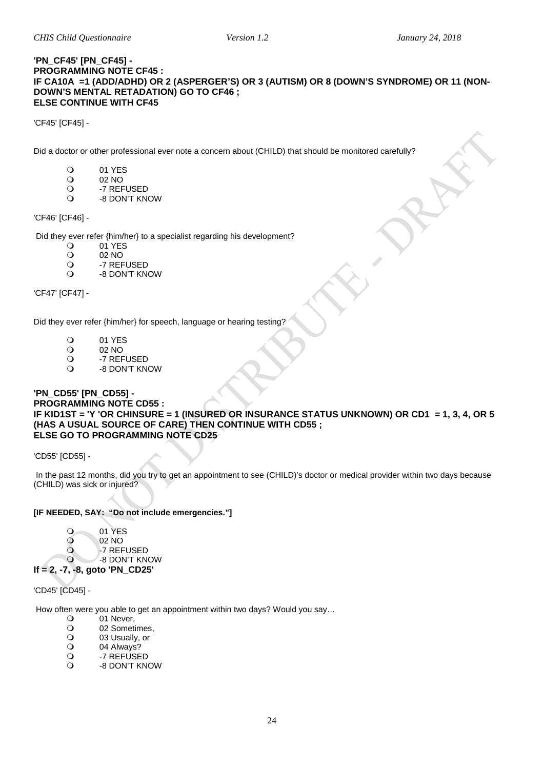**'PN_CF45' [PN_CF45] -**
**PROGRAMMING NOTE CF45 :**
**IF CA10A =1 (ADD/ADHD) OR 2 (ASPERGER'S) OR 3 (AUTISM) OR 8 (DOWN'S SYNDROME) OR 11 (NON-DOWN'S MENTAL RETADATION) GO TO CF46 ;**
**ELSE CONTINUE WITH CF45**

'CF45' [CF45] -

Did a doctor or other professional ever note a concern about (CHILD) that should be monitored carefully?

- 01 YES
- 02 NO
- -7 REFUSED
- -8 DON'T KNOW

'CF46' [CF46] -

Did they ever refer {him/her} to a specialist regarding his development?

- 01 YES
- 02 NO
- -7 REFUSED
- -8 DON'T KNOW

'CF47' [CF47] -

Did they ever refer {him/her} for speech, language or hearing testing?

- 01 YES
- 02 NO
- -7 REFUSED
- -8 DON'T KNOW

**'PN_CD55' [PN_CD55] -**
**PROGRAMMING NOTE CD55 :**
**IF KID1ST = 'Y 'OR CHINSURE = 1 (INSURED OR INSURANCE STATUS UNKNOWN) OR CD1 = 1, 3, 4, OR 5 (HAS A USUAL SOURCE OF CARE) THEN CONTINUE WITH CD55 ;**
**ELSE GO TO PROGRAMMING NOTE CD25**

'CD55' [CD55] -

In the past 12 months, did you try to get an appointment to see (CHILD)'s doctor or medical provider within two days because (CHILD) was sick or injured?

**[IF NEEDED, SAY: "Do not include emergencies."]**

- 01 YES
- 02 NO
- -7 REFUSED
- -8 DON'T KNOW

**If = 2, -7, -8, goto 'PN_CD25'**

'CD45' [CD45] -

How often were you able to get an appointment within two days? Would you say…

- 01 Never,
- 02 Sometimes,
- 03 Usually, or
- 04 Always?
- -7 REFUSED
- -8 DON'T KNOW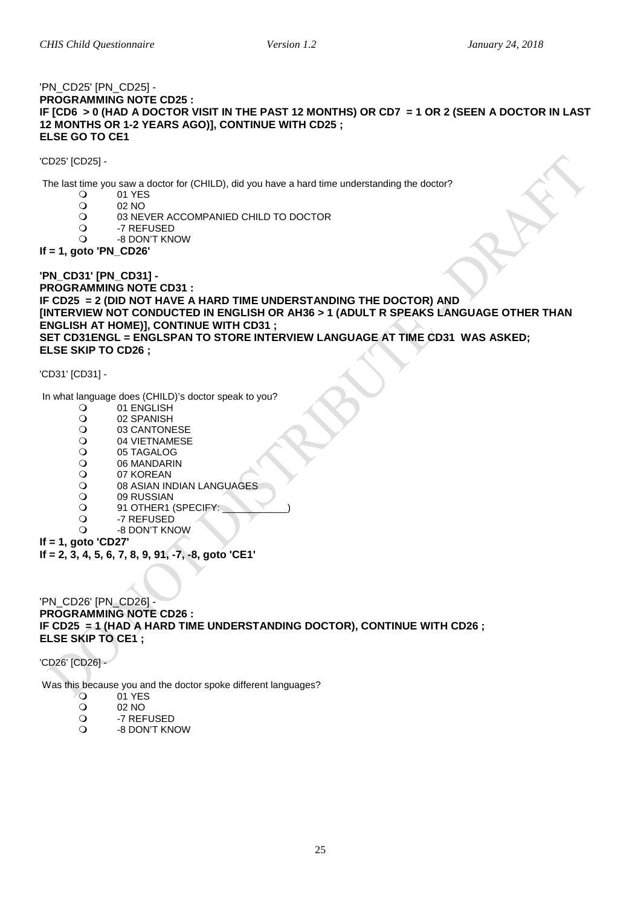'PN_CD25' [PN_CD25] -
**PROGRAMMING NOTE CD25 :**
**IF [CD6 > 0 (HAD A DOCTOR VISIT IN THE PAST 12 MONTHS) OR CD7 = 1 OR 2 (SEEN A DOCTOR IN LAST 12 MONTHS OR 1-2 YEARS AGO)], CONTINUE WITH CD25 ;**
**ELSE GO TO CE1**

'CD25' [CD25] -

The last time you saw a doctor for (CHILD), did you have a hard time understanding the doctor?

- 01 YES
- 02 NO
- 03 NEVER ACCOMPANIED CHILD TO DOCTOR
- -7 REFUSED
- -8 DON'T KNOW

**If = 1, goto 'PN_CD26'**

**'PN_CD31' [PN_CD31] -**
**PROGRAMMING NOTE CD31 :**
**IF CD25 = 2 (DID NOT HAVE A HARD TIME UNDERSTANDING THE DOCTOR) AND [INTERVIEW NOT CONDUCTED IN ENGLISH OR AH36 > 1 (ADULT R SPEAKS LANGUAGE OTHER THAN ENGLISH AT HOME)], CONTINUE WITH CD31 ;**
**SET CD31ENGL = ENGLSPAN TO STORE INTERVIEW LANGUAGE AT TIME CD31 WAS ASKED;**
**ELSE SKIP TO CD26 ;**

'CD31' [CD31] -

In what language does (CHILD)'s doctor speak to you?

- 01 ENGLISH
- 02 SPANISH
- 03 CANTONESE
- 04 VIETNAMESE
- 05 TAGALOG
- 06 MANDARIN
- 07 KOREAN
- 08 ASIAN INDIAN LANGUAGES
- 09 RUSSIAN
- 91 OTHER1 (SPECIFY: ____________)
- -7 REFUSED
- -8 DON'T KNOW

**If = 1, goto 'CD27'**
**If = 2, 3, 4, 5, 6, 7, 8, 9, 91, -7, -8, goto 'CE1'**

'PN_CD26' [PN_CD26] -
**PROGRAMMING NOTE CD26 :**
**IF CD25 = 1 (HAD A HARD TIME UNDERSTANDING DOCTOR), CONTINUE WITH CD26 ;**
**ELSE SKIP TO CE1 ;**

'CD26' [CD26] -

Was this because you and the doctor spoke different languages?

- 01 YES
- 02 NO
- -7 REFUSED
- -8 DON'T KNOW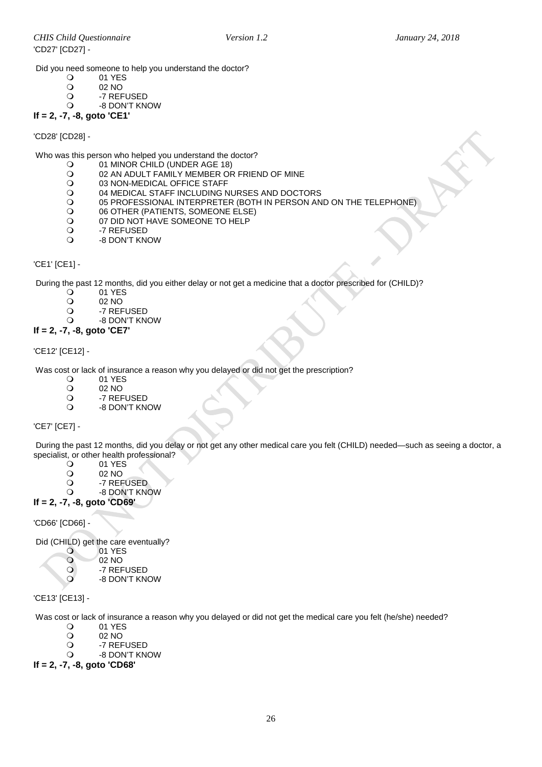'CD27' [CD27] -

Did you need someone to help you understand the doctor?

- ❍ 01 YES
- ❍ 02 NO
- ❍ -7 REFUSED
- ❍ -8 DON'T KNOW

**If = 2, -7, -8, goto 'CE1'**

'CD28' [CD28] -

Who was this person who helped you understand the doctor?

- ❍ 01 MINOR CHILD (UNDER AGE 18)
- ❍ 02 AN ADULT FAMILY MEMBER OR FRIEND OF MINE
- ❍ 03 NON-MEDICAL OFFICE STAFF
- ❍ 04 MEDICAL STAFF INCLUDING NURSES AND DOCTORS
- ❍ 05 PROFESSIONAL INTERPRETER (BOTH IN PERSON AND ON THE TELEPHONE)
- ❍ 06 OTHER (PATIENTS, SOMEONE ELSE)
- ❍ 07 DID NOT HAVE SOMEONE TO HELP
- ❍ -7 REFUSED
- ❍ -8 DON'T KNOW

'CE1' [CE1] -

During the past 12 months, did you either delay or not get a medicine that a doctor prescribed for (CHILD)?

- ❍ 01 YES
- ❍ 02 NO
- ❍ -7 REFUSED
- ❍ -8 DON'T KNOW

**If = 2, -7, -8, goto 'CE7'**

'CE12' [CE12] -

Was cost or lack of insurance a reason why you delayed or did not get the prescription?

- ❍ 01 YES
- ❍ 02 NO
- ❍ -7 REFUSED
- ❍ -8 DON'T KNOW

'CE7' [CE7] -

During the past 12 months, did you delay or not get any other medical care you felt (CHILD) needed—such as seeing a doctor, a specialist, or other health professional?

- ❍ 01 YES
- ❍ 02 NO
- ❍ -7 REFUSED
- ❍ -8 DON'T KNOW

**If = 2, -7, -8, goto 'CD69'**

'CD66' [CD66] -

Did (CHILD) get the care eventually?

- ❍ 01 YES
- ❍ 02 NO
- ❍ -7 REFUSED
- ❍ -8 DON'T KNOW

'CE13' [CE13] -

Was cost or lack of insurance a reason why you delayed or did not get the medical care you felt (he/she) needed?

- ❍ 01 YES
- ❍ 02 NO
- ❍ -7 REFUSED
- ❍ -8 DON'T KNOW

**If = 2, -7, -8, goto 'CD68'**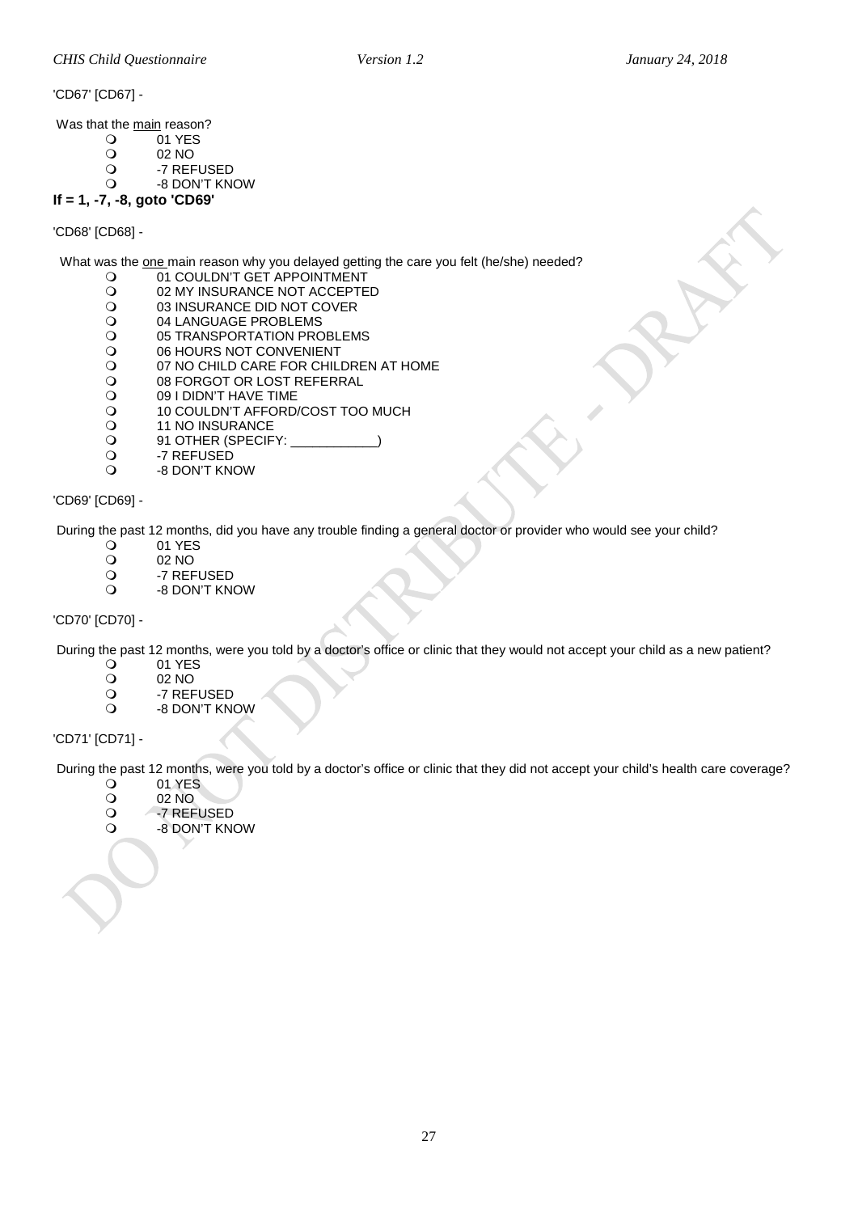'CD67' [CD67] -

Was that the <u>main</u> reason?

- 01 YES
- 02 NO
- -7 REFUSED
- -8 DON'T KNOW

**If = 1, -7, -8, goto 'CD69'**

'CD68' [CD68] -

What was the <u>one</u> main reason why you delayed getting the care you felt (he/she) needed?

- 01 COULDN'T GET APPOINTMENT
- 02 MY INSURANCE NOT ACCEPTED
- 03 INSURANCE DID NOT COVER
- 04 LANGUAGE PROBLEMS
- 05 TRANSPORTATION PROBLEMS
- 06 HOURS NOT CONVENIENT
- 07 NO CHILD CARE FOR CHILDREN AT HOME
- 08 FORGOT OR LOST REFERRAL
- 09 I DIDN'T HAVE TIME
- 10 COULDN'T AFFORD/COST TOO MUCH
- 11 NO INSURANCE
- 91 OTHER (SPECIFY: ____________)
- -7 REFUSED
- -8 DON'T KNOW

'CD69' [CD69] -

During the past 12 months, did you have any trouble finding a general doctor or provider who would see your child?

- 01 YES
- 02 NO
- -7 REFUSED
- -8 DON'T KNOW

'CD70' [CD70] -

During the past 12 months, were you told by a doctor's office or clinic that they would not accept your child as a new patient?

- 01 YES
- 02 NO
- -7 REFUSED
- -8 DON'T KNOW

'CD71' [CD71] -

During the past 12 months, were you told by a doctor's office or clinic that they did not accept your child's health care coverage?

- 01 YES
- 02 NO
- -7 REFUSED
- -8 DON'T KNOW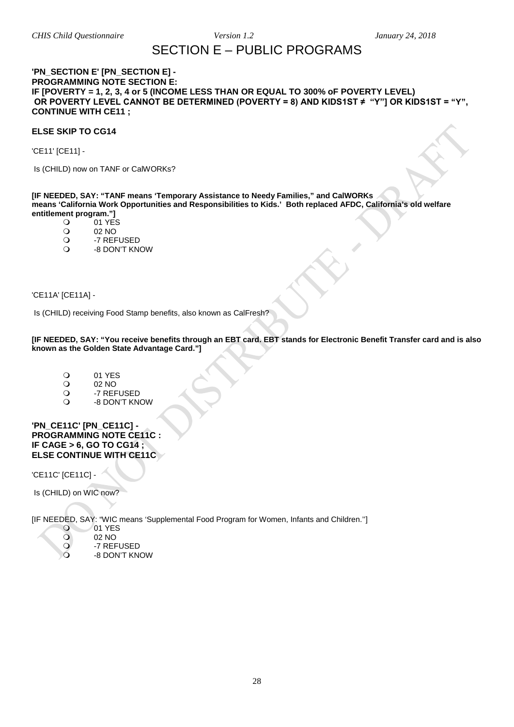# SECTION E – PUBLIC PROGRAMS

**'PN_SECTION E' [PN_SECTION E] -**
**PROGRAMMING NOTE SECTION E:**
**IF [POVERTY = 1, 2, 3, 4 or 5 (INCOME LESS THAN OR EQUAL TO 300% oF POVERTY LEVEL) OR POVERTY LEVEL CANNOT BE DETERMINED (POVERTY = 8) AND KIDS1ST ≠ "Y"] OR KIDS1ST = "Y", CONTINUE WITH CE11 ;**

**ELSE SKIP TO CG14**

'CE11' [CE11] -

Is (CHILD) now on TANF or CalWORKs?

**[IF NEEDED, SAY: "TANF means 'Temporary Assistance to Needy Families," and CalWORKs means 'California Work Opportunities and Responsibilities to Kids.' Both replaced AFDC, California's old welfare entitlement program."]**

- 01 YES
- 02 NO
- -7 REFUSED
- -8 DON'T KNOW

'CE11A' [CE11A] -

Is (CHILD) receiving Food Stamp benefits, also known as CalFresh?

**[IF NEEDED, SAY: "You receive benefits through an EBT card. EBT stands for Electronic Benefit Transfer card and is also known as the Golden State Advantage Card."]**

- 01 YES
- 02 NO
- -7 REFUSED
- -8 DON'T KNOW

**'PN_CE11C' [PN_CE11C] -**
**PROGRAMMING NOTE CE11C :**
**IF CAGE > 6, GO TO CG14 ;**
**ELSE CONTINUE WITH CE11C**

'CE11C' [CE11C] -

Is (CHILD) on WIC now?

[IF NEEDED, SAY: "WIC means 'Supplemental Food Program for Women, Infants and Children.'']

- 01 YES
- 02 NO
- -7 REFUSED
- -8 DON'T KNOW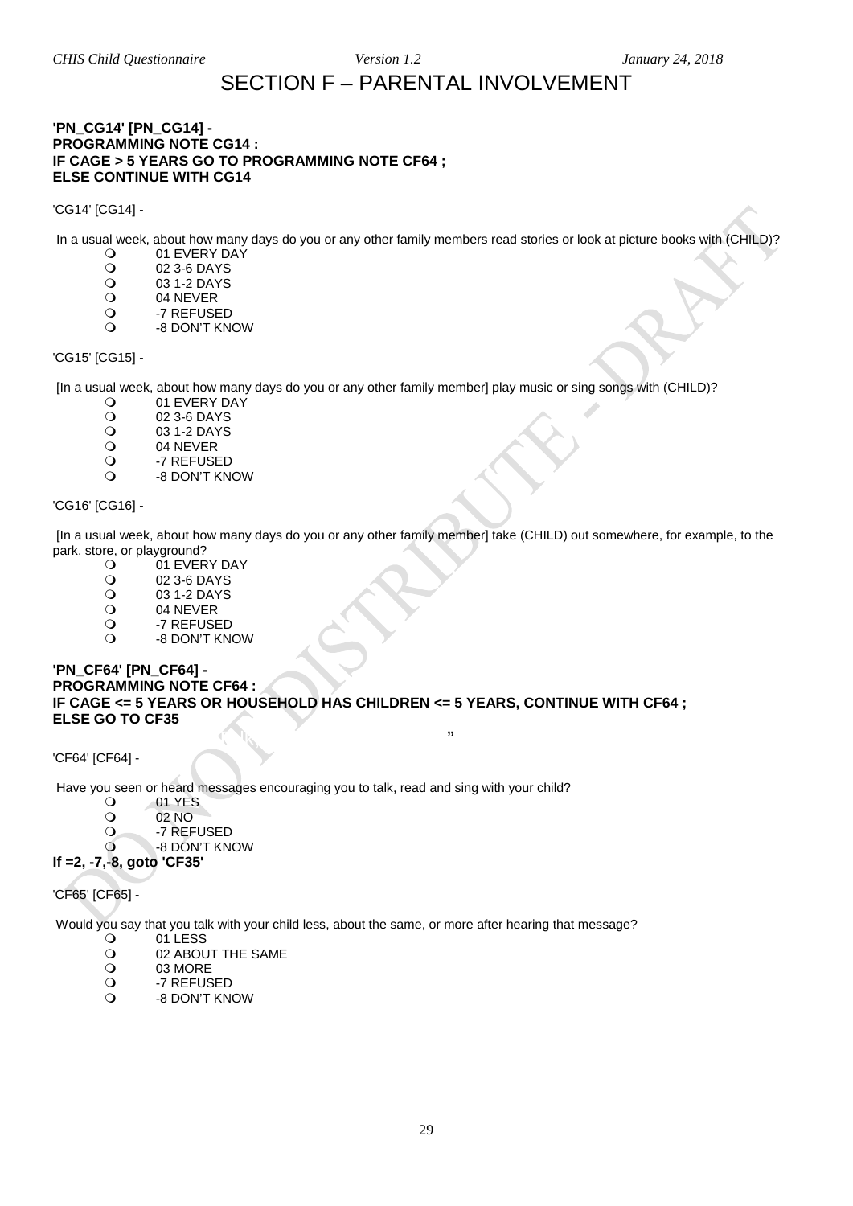// SECTION F – PARENTAL INVOLVEMENT

# SECTION F – PARENTAL INVOLVEMENT

**'PN_CG14' [PN_CG14] -**
**PROGRAMMING NOTE CG14 :**
**IF CAGE > 5 YEARS GO TO PROGRAMMING NOTE CF64 ;**
**ELSE CONTINUE WITH CG14**

'CG14' [CG14] -

In a usual week, about how many days do you or any other family members read stories or look at picture books with (CHILD)?

- 01 EVERY DAY
- 02 3-6 DAYS
- 03 1-2 DAYS
- 04 NEVER
- -7 REFUSED
- -8 DON'T KNOW

'CG15' [CG15] -

[In a usual week, about how many days do you or any other family member] play music or sing songs with (CHILD)?

- 01 EVERY DAY
- 02 3-6 DAYS
- 03 1-2 DAYS
- 04 NEVER
- -7 REFUSED
- -8 DON'T KNOW

'CG16' [CG16] -

[In a usual week, about how many days do you or any other family member] take (CHILD) out somewhere, for example, to the park, store, or playground?

- 01 EVERY DAY
- 02 3-6 DAYS
- 03 1-2 DAYS
- 04 NEVER
- -7 REFUSED
- -8 DON'T KNOW

**'PN_CF64' [PN_CF64] -**
**PROGRAMMING NOTE CF64 :**
**IF CAGE <= 5 YEARS OR HOUSEHOLD HAS CHILDREN <= 5 YEARS, CONTINUE WITH CF64 ;**
**ELSE GO TO CF35**

'CF64' [CF64] -

Have you seen or heard messages encouraging you to talk, read and sing with your child?

- 01 YES
- 02 NO
- -7 REFUSED
- -8 DON'T KNOW

**If =2, -7,-8, goto 'CF35'**

'CF65' [CF65] -

Would you say that you talk with your child less, about the same, or more after hearing that message?

- 01 LESS
- 02 ABOUT THE SAME
- 03 MORE
- -7 REFUSED
- -8 DON'T KNOW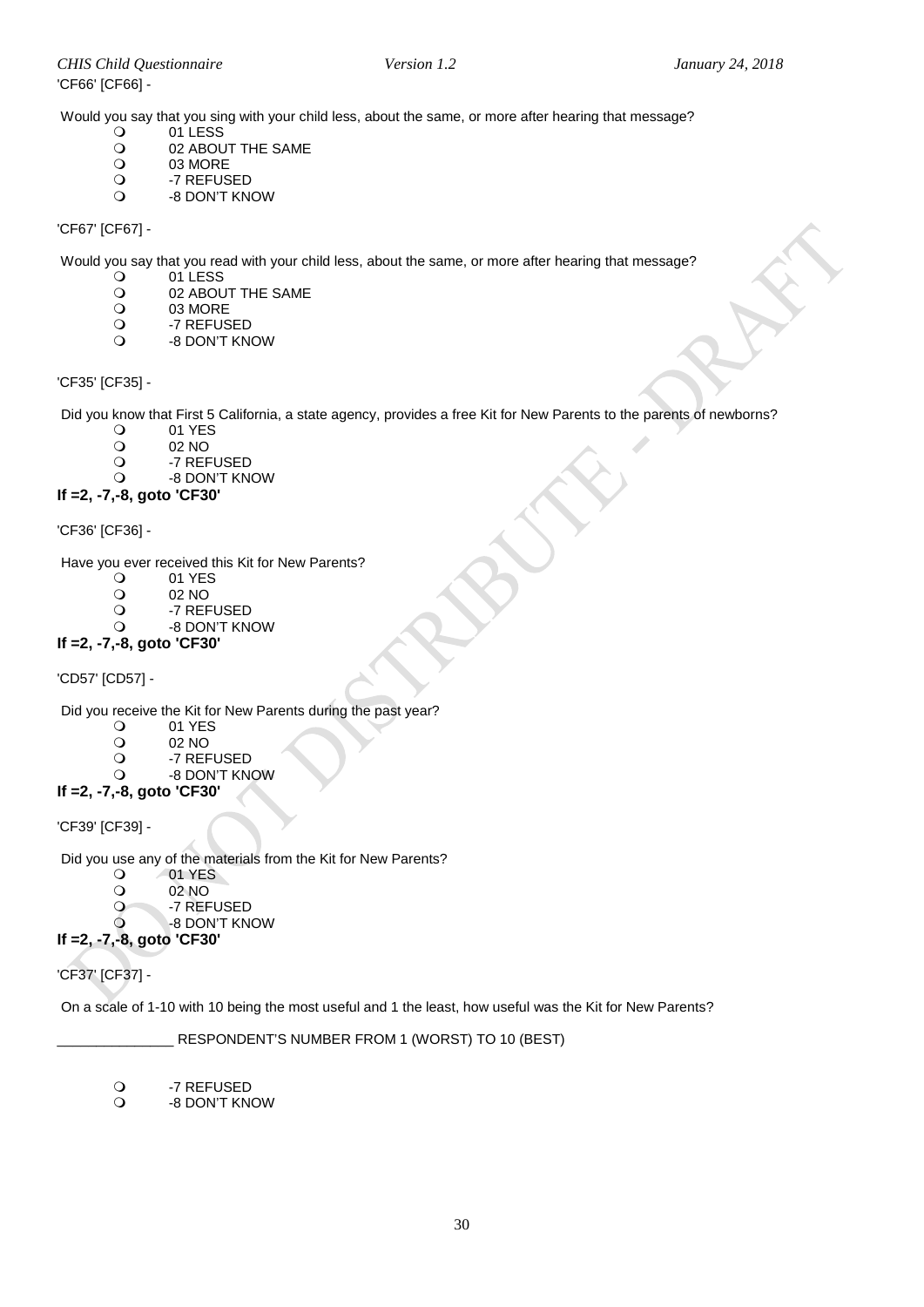'CF66' [CF66] -

Would you say that you sing with your child less, about the same, or more after hearing that message?

- 01 LESS
- 02 ABOUT THE SAME
- 03 MORE
- -7 REFUSED
- -8 DON'T KNOW

'CF67' [CF67] -

Would you say that you read with your child less, about the same, or more after hearing that message?

- 01 LESS
- 02 ABOUT THE SAME
- 03 MORE
- -7 REFUSED
- -8 DON'T KNOW

'CF35' [CF35] -

Did you know that First 5 California, a state agency, provides a free Kit for New Parents to the parents of newborns?

- 01 YES
- 02 NO
- -7 REFUSED
- -8 DON'T KNOW

**If =2, -7,-8, goto 'CF30'**

'CF36' [CF36] -

Have you ever received this Kit for New Parents?

- 01 YES
- 02 NO
- -7 REFUSED
- -8 DON'T KNOW

**If =2, -7,-8, goto 'CF30'**

'CD57' [CD57] -

Did you receive the Kit for New Parents during the past year?

- 01 YES
- 02 NO
- -7 REFUSED
- -8 DON'T KNOW

**If =2, -7,-8, goto 'CF30'**

'CF39' [CF39] -

Did you use any of the materials from the Kit for New Parents?

- 01 YES
- 02 NO
- -7 REFUSED
- -8 DON'T KNOW

**If =2, -7,-8, goto 'CF30'**

'CF37' [CF37] -

On a scale of 1-10 with 10 being the most useful and 1 the least, how useful was the Kit for New Parents?

_______________ RESPONDENT'S NUMBER FROM 1 (WORST) TO 10 (BEST)

- -7 REFUSED
- -8 DON'T KNOW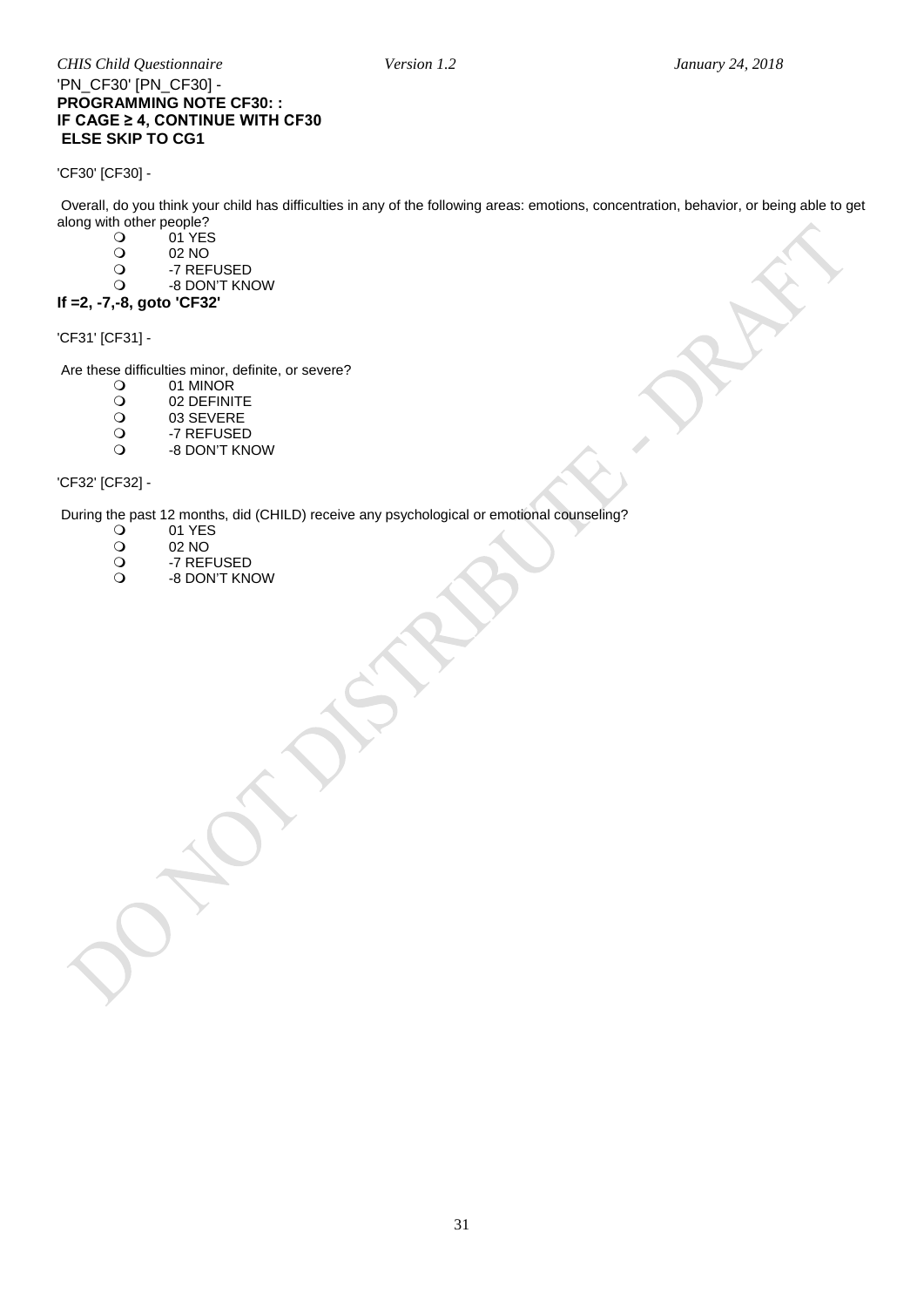'PN_CF30' [PN_CF30] -
**PROGRAMMING NOTE CF30: :**
**IF CAGE ≥ 4, CONTINUE WITH CF30**
**ELSE SKIP TO CG1**

'CF30' [CF30] -

Overall, do you think your child has difficulties in any of the following areas: emotions, concentration, behavior, or being able to get along with other people?

- 01 YES
- 02 NO
- -7 REFUSED
- -8 DON'T KNOW

**If =2, -7,-8, goto 'CF32'**

'CF31' [CF31] -

Are these difficulties minor, definite, or severe?

- 01 MINOR
- 02 DEFINITE
- 03 SEVERE
- -7 REFUSED
- -8 DON'T KNOW

'CF32' [CF32] -

During the past 12 months, did (CHILD) receive any psychological or emotional counseling?

- 01 YES
- 02 NO
- -7 REFUSED
- -8 DON'T KNOW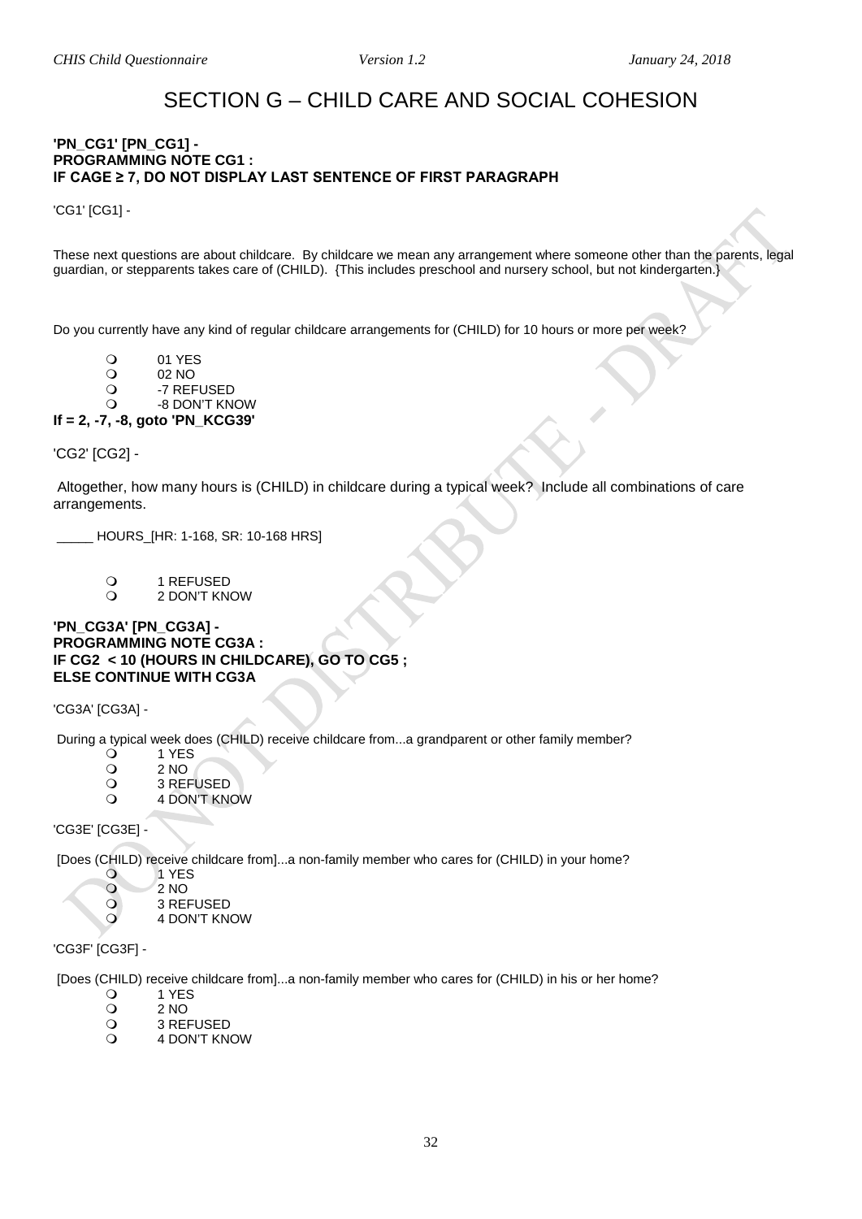# SECTION G – CHILD CARE AND SOCIAL COHESION

**'PN_CG1' [PN_CG1] -**
**PROGRAMMING NOTE CG1 :**
**IF CAGE ≥ 7, DO NOT DISPLAY LAST SENTENCE OF FIRST PARAGRAPH**

'CG1' [CG1] -

These next questions are about childcare. By childcare we mean any arrangement where someone other than the parents, legal guardian, or stepparents takes care of (CHILD). {This includes preschool and nursery school, but not kindergarten.}

Do you currently have any kind of regular childcare arrangements for (CHILD) for 10 hours or more per week?

- 01 YES
- 02 NO
- -7 REFUSED
- -8 DON'T KNOW

**If = 2, -7, -8, goto 'PN_KCG39'**

'CG2' [CG2] -

Altogether, how many hours is (CHILD) in childcare during a typical week? Include all combinations of care arrangements.

_____ HOURS_[HR: 1-168, SR: 10-168 HRS]

- 1 REFUSED
- 2 DON'T KNOW

**'PN_CG3A' [PN_CG3A] -**
**PROGRAMMING NOTE CG3A :**
**IF CG2 < 10 (HOURS IN CHILDCARE), GO TO CG5 ;**
**ELSE CONTINUE WITH CG3A**

'CG3A' [CG3A] -

During a typical week does (CHILD) receive childcare from...a grandparent or other family member?

- 1 YES
- 2 NO
- 3 REFUSED
- 4 DON'T KNOW

'CG3E' [CG3E] -

[Does (CHILD) receive childcare from]...a non-family member who cares for (CHILD) in your home?

- 1 YES
- 2 NO
- 3 REFUSED
- 4 DON'T KNOW

'CG3F' [CG3F] -

[Does (CHILD) receive childcare from]...a non-family member who cares for (CHILD) in his or her home?

- 1 YES
- 2 NO
- 3 REFUSED
- 4 DON'T KNOW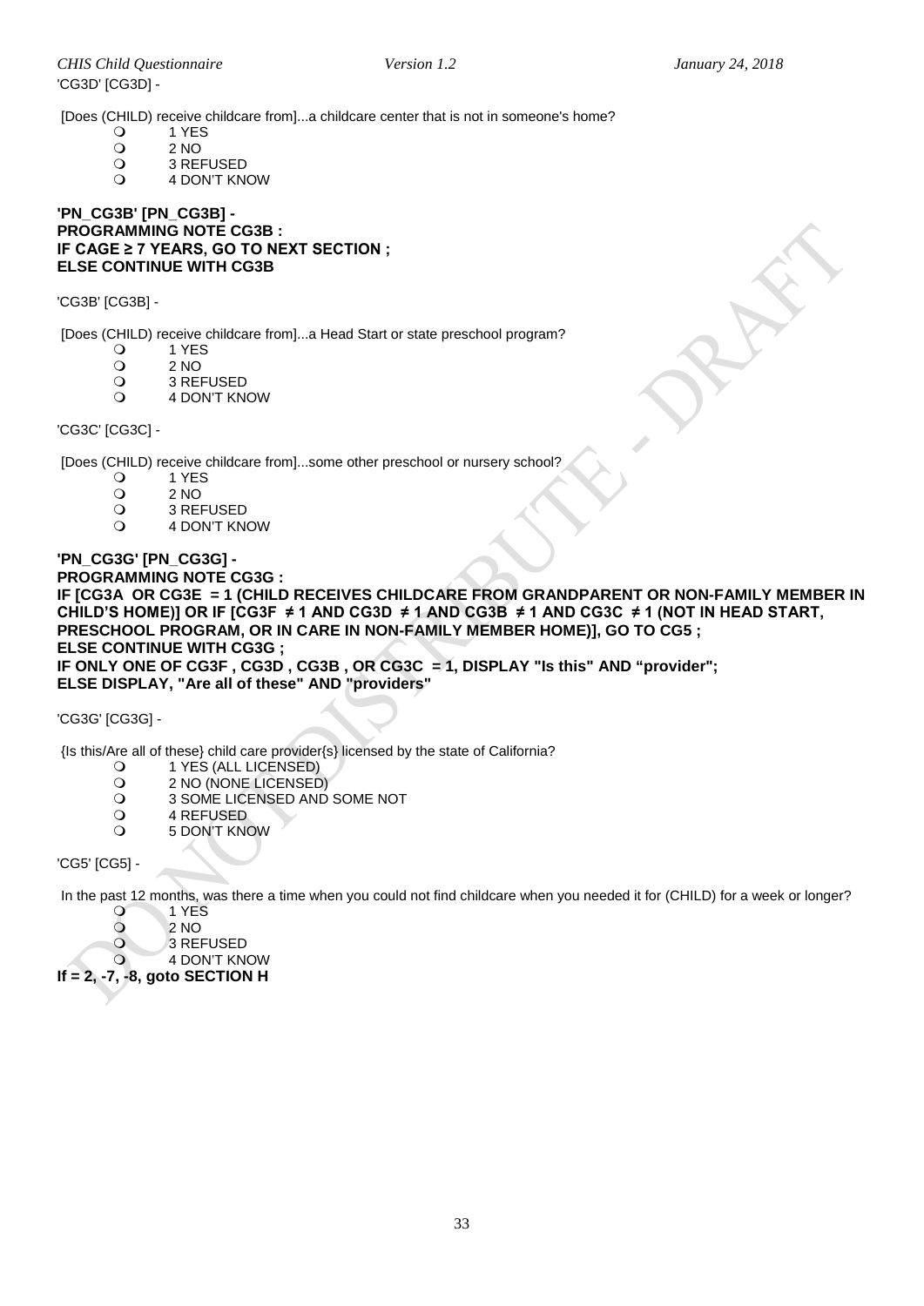'CG3D' [CG3D] -

[Does (CHILD) receive childcare from]...a childcare center that is not in someone's home?

- 1 YES
- 2 NO
- 3 REFUSED
- 4 DON'T KNOW

**'PN_CG3B' [PN_CG3B] -**
**PROGRAMMING NOTE CG3B :**
**IF CAGE ≥ 7 YEARS, GO TO NEXT SECTION ;**
**ELSE CONTINUE WITH CG3B**

'CG3B' [CG3B] -

[Does (CHILD) receive childcare from]...a Head Start or state preschool program?

- 1 YES
- 2 NO
- 3 REFUSED
- 4 DON'T KNOW

'CG3C' [CG3C] -

[Does (CHILD) receive childcare from]...some other preschool or nursery school?

- 1 YES
- 2 NO
- 3 REFUSED
- 4 DON'T KNOW

**'PN_CG3G' [PN_CG3G] -**
**PROGRAMMING NOTE CG3G :**
**IF [CG3A OR CG3E = 1 (CHILD RECEIVES CHILDCARE FROM GRANDPARENT OR NON-FAMILY MEMBER IN CHILD'S HOME)] OR IF [CG3F ≠ 1 AND CG3D ≠ 1 AND CG3B ≠ 1 AND CG3C ≠ 1 (NOT IN HEAD START, PRESCHOOL PROGRAM, OR IN CARE IN NON-FAMILY MEMBER HOME)], GO TO CG5 ;**
**ELSE CONTINUE WITH CG3G ;**
**IF ONLY ONE OF CG3F , CG3D , CG3B , OR CG3C = 1, DISPLAY "Is this" AND "provider";**
**ELSE DISPLAY, "Are all of these" AND "providers"**

'CG3G' [CG3G] -

{Is this/Are all of these} child care provider{s} licensed by the state of California?

- 1 YES (ALL LICENSED)
- 2 NO (NONE LICENSED)
- 3 SOME LICENSED AND SOME NOT
- 4 REFUSED
- 5 DON'T KNOW

'CG5' [CG5] -

In the past 12 months, was there a time when you could not find childcare when you needed it for (CHILD) for a week or longer?

- 1 YES
- 2 NO
- 3 REFUSED
- 4 DON'T KNOW

**If = 2, -7, -8, goto SECTION H**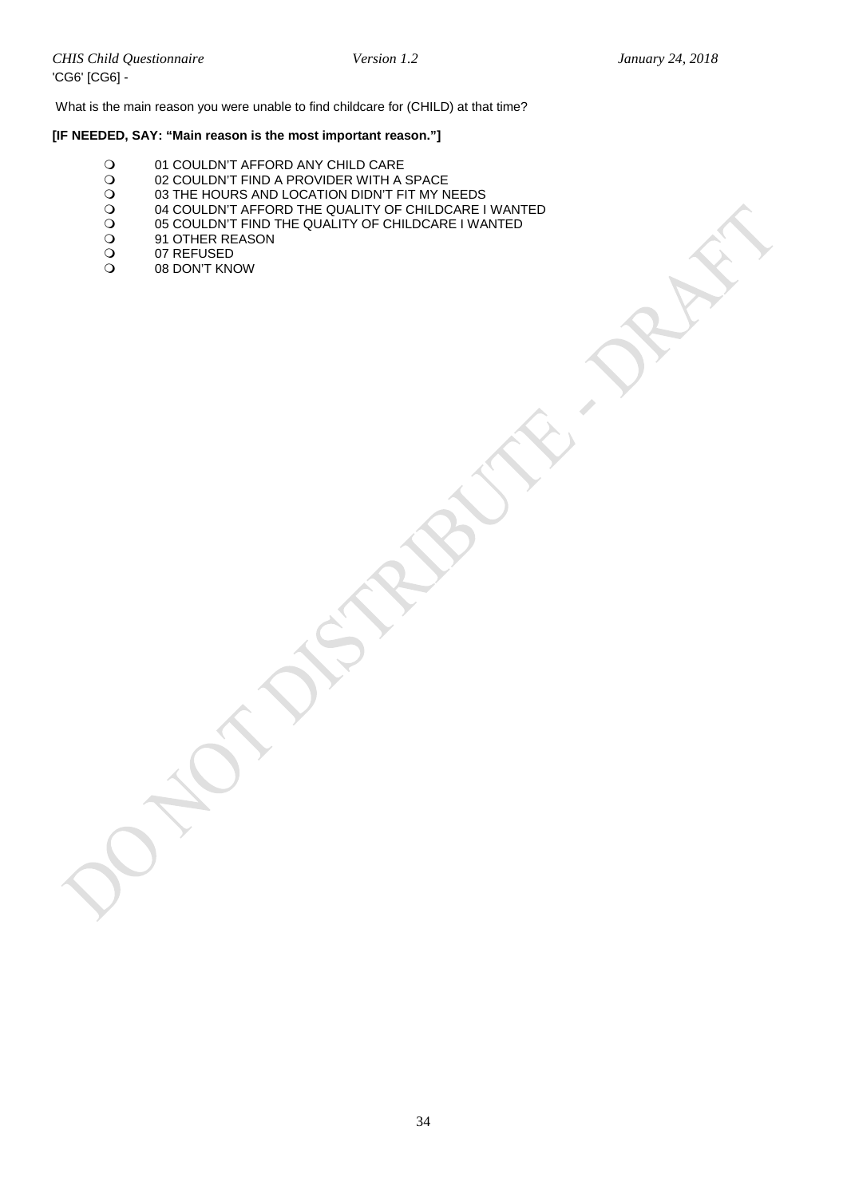'CG6' [CG6] -

What is the main reason you were unable to find childcare for (CHILD) at that time?

**[IF NEEDED, SAY: "Main reason is the most important reason."]**

- 01 COULDN'T AFFORD ANY CHILD CARE
- 02 COULDN'T FIND A PROVIDER WITH A SPACE
- 03 THE HOURS AND LOCATION DIDN'T FIT MY NEEDS
- 04 COULDN'T AFFORD THE QUALITY OF CHILDCARE I WANTED
- 05 COULDN'T FIND THE QUALITY OF CHILDCARE I WANTED
- 91 OTHER REASON
- 07 REFUSED
- 08 DON'T KNOW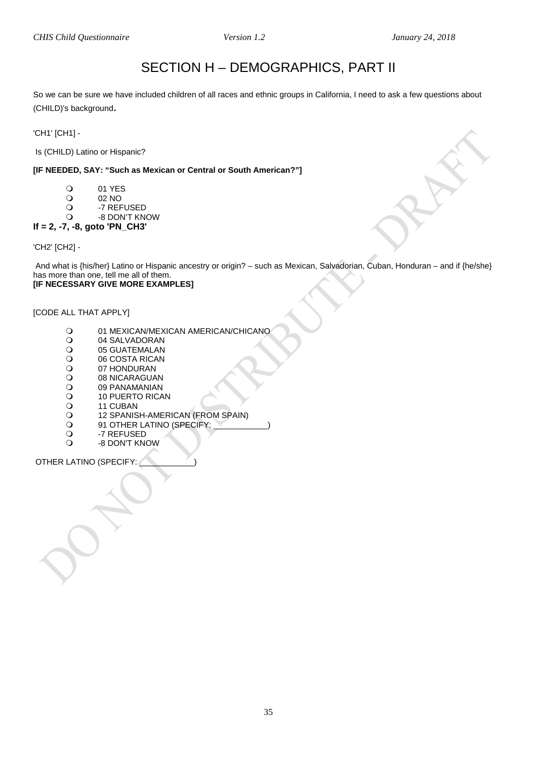# SECTION H – DEMOGRAPHICS, PART II

So we can be sure we have included children of all races and ethnic groups in California, I need to ask a few questions about (CHILD)'s background.

'CH1' [CH1] -

Is (CHILD) Latino or Hispanic?

**[IF NEEDED, SAY: "Such as Mexican or Central or South American?"]**

- 01 YES
- 02 NO
- -7 REFUSED
- -8 DON'T KNOW

**If = 2, -7, -8, goto 'PN_CH3'**

'CH2' [CH2] -

And what is {his/her} Latino or Hispanic ancestry or origin? – such as Mexican, Salvadorian, Cuban, Honduran – and if {he/she} has more than one, tell me all of them.
**[IF NECESSARY GIVE MORE EXAMPLES]**

[CODE ALL THAT APPLY]

- 01 MEXICAN/MEXICAN AMERICAN/CHICANO
- 04 SALVADORAN
- 05 GUATEMALAN
- 06 COSTA RICAN
- 07 HONDURAN
- 08 NICARAGUAN
- 09 PANAMANIAN
- 10 PUERTO RICAN
- 11 CUBAN
- 12 SPANISH-AMERICAN (FROM SPAIN)
- 91 OTHER LATINO (SPECIFY: ____________)
- -7 REFUSED
- -8 DON'T KNOW

OTHER LATINO (SPECIFY: ____________)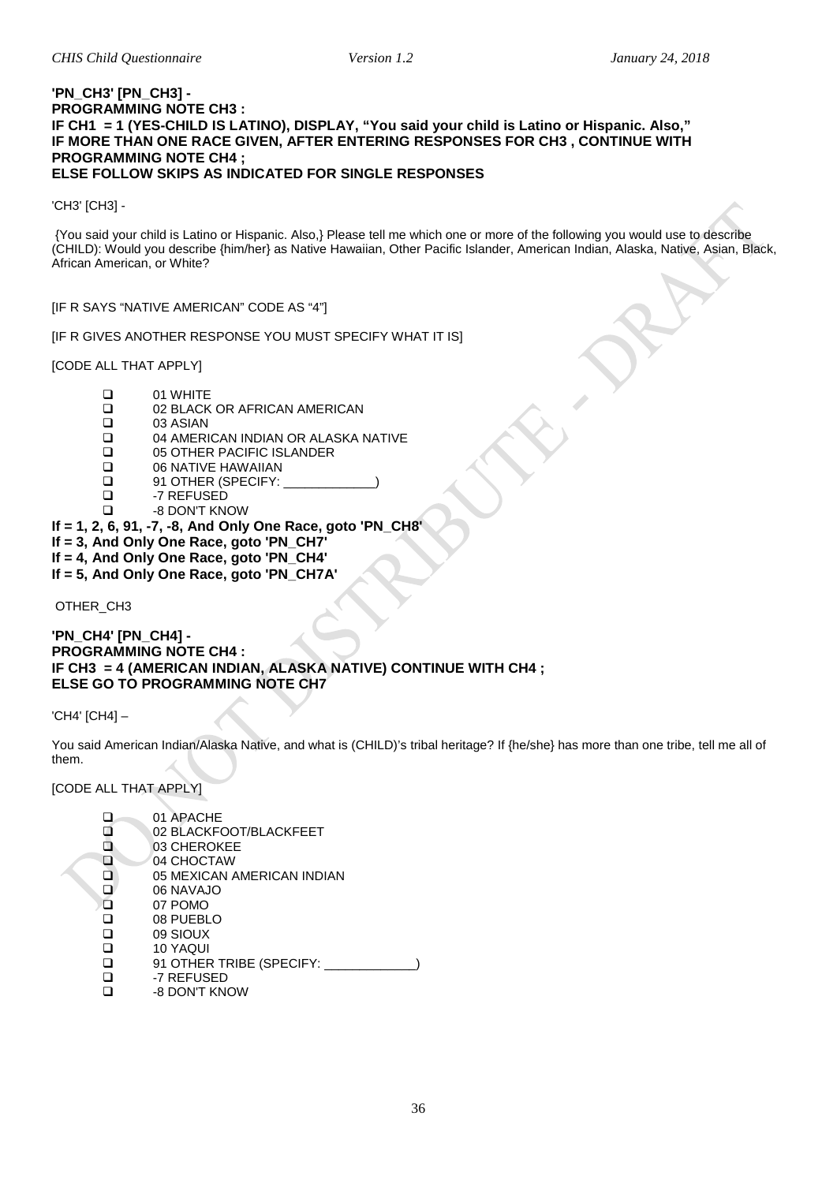**'PN_CH3' [PN_CH3] -**
**PROGRAMMING NOTE CH3 :**
**IF CH1 = 1 (YES-CHILD IS LATINO), DISPLAY, "You said your child is Latino or Hispanic. Also,"**
**IF MORE THAN ONE RACE GIVEN, AFTER ENTERING RESPONSES FOR CH3 , CONTINUE WITH PROGRAMMING NOTE CH4 ;**
**ELSE FOLLOW SKIPS AS INDICATED FOR SINGLE RESPONSES**

'CH3' [CH3] -

{You said your child is Latino or Hispanic. Also,} Please tell me which one or more of the following you would use to describe (CHILD): Would you describe {him/her} as Native Hawaiian, Other Pacific Islander, American Indian, Alaska, Native, Asian, Black, African American, or White?

[IF R SAYS "NATIVE AMERICAN" CODE AS "4"]

[IF R GIVES ANOTHER RESPONSE YOU MUST SPECIFY WHAT IT IS]

[CODE ALL THAT APPLY]

- ❑ 01 WHITE
- ❑ 02 BLACK OR AFRICAN AMERICAN
- ❑ 03 ASIAN
- ❑ 04 AMERICAN INDIAN OR ALASKA NATIVE
- ❑ 05 OTHER PACIFIC ISLANDER
- ❑ 06 NATIVE HAWAIIAN
- ❑ 91 OTHER (SPECIFY: _____________)
- ❑ -7 REFUSED
- ❑ -8 DON'T KNOW

**If = 1, 2, 6, 91, -7, -8, And Only One Race, goto 'PN_CH8'**
**If = 3, And Only One Race, goto 'PN_CH7'**
**If = 4, And Only One Race, goto 'PN_CH4'**
**If = 5, And Only One Race, goto 'PN_CH7A'**

OTHER_CH3

**'PN_CH4' [PN_CH4] -**
**PROGRAMMING NOTE CH4 :**
**IF CH3 = 4 (AMERICAN INDIAN, ALASKA NATIVE) CONTINUE WITH CH4 ;**
**ELSE GO TO PROGRAMMING NOTE CH7**

'CH4' [CH4] –

You said American Indian/Alaska Native, and what is (CHILD)'s tribal heritage? If {he/she} has more than one tribe, tell me all of them.

[CODE ALL THAT APPLY]

- ❑ 01 APACHE
- ❑ 02 BLACKFOOT/BLACKFEET
- ❑ 03 CHEROKEE
- ❑ 04 CHOCTAW
- ❑ 05 MEXICAN AMERICAN INDIAN
- ❑ 06 NAVAJO
- ❑ 07 POMO
- ❑ 08 PUEBLO
- ❑ 09 SIOUX
- ❑ 10 YAQUI
- ❑ 91 OTHER TRIBE (SPECIFY: _____________)
- ❑ -7 REFUSED
- ❑ -8 DON'T KNOW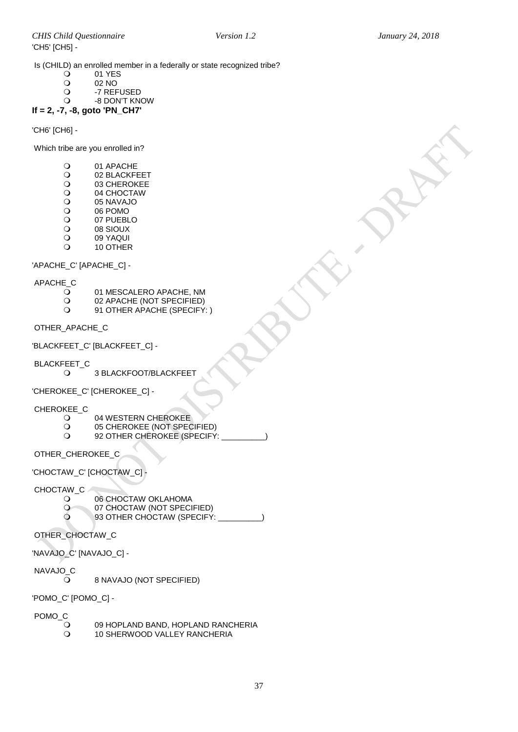'CH5' [CH5] -

Is (CHILD) an enrolled member in a federally or state recognized tribe?

- 01 YES
- 02 NO
- -7 REFUSED
- -8 DON'T KNOW

**If = 2, -7, -8, goto 'PN_CH7'**

'CH6' [CH6] -

Which tribe are you enrolled in?

- 01 APACHE
- 02 BLACKFEET
- 03 CHEROKEE
- 04 CHOCTAW
- 05 NAVAJO
- 06 POMO
- 07 PUEBLO
- 08 SIOUX
- 09 YAQUI
- 10 OTHER

'APACHE_C' [APACHE_C] -

APACHE_C

- 01 MESCALERO APACHE, NM
- 02 APACHE (NOT SPECIFIED)
- 91 OTHER APACHE (SPECIFY: )

OTHER_APACHE_C

'BLACKFEET_C' [BLACKFEET_C] -

BLACKFEET_C

- 3 BLACKFOOT/BLACKFEET

'CHEROKEE_C' [CHEROKEE_C] -

CHEROKEE_C

- 04 WESTERN CHEROKEE
- 05 CHEROKEE (NOT SPECIFIED)
- 92 OTHER CHEROKEE (SPECIFY: __________)

OTHER_CHEROKEE_C

'CHOCTAW_C' [CHOCTAW_C] -

CHOCTAW_C

- 06 CHOCTAW OKLAHOMA
- 07 CHOCTAW (NOT SPECIFIED)
- 93 OTHER CHOCTAW (SPECIFY: __________)

OTHER_CHOCTAW_C

'NAVAJO_C' [NAVAJO_C] -

NAVAJO_C

- 8 NAVAJO (NOT SPECIFIED)

'POMO_C' [POMO_C] -

POMO_C

- 09 HOPLAND BAND, HOPLAND RANCHERIA
- 10 SHERWOOD VALLEY RANCHERIA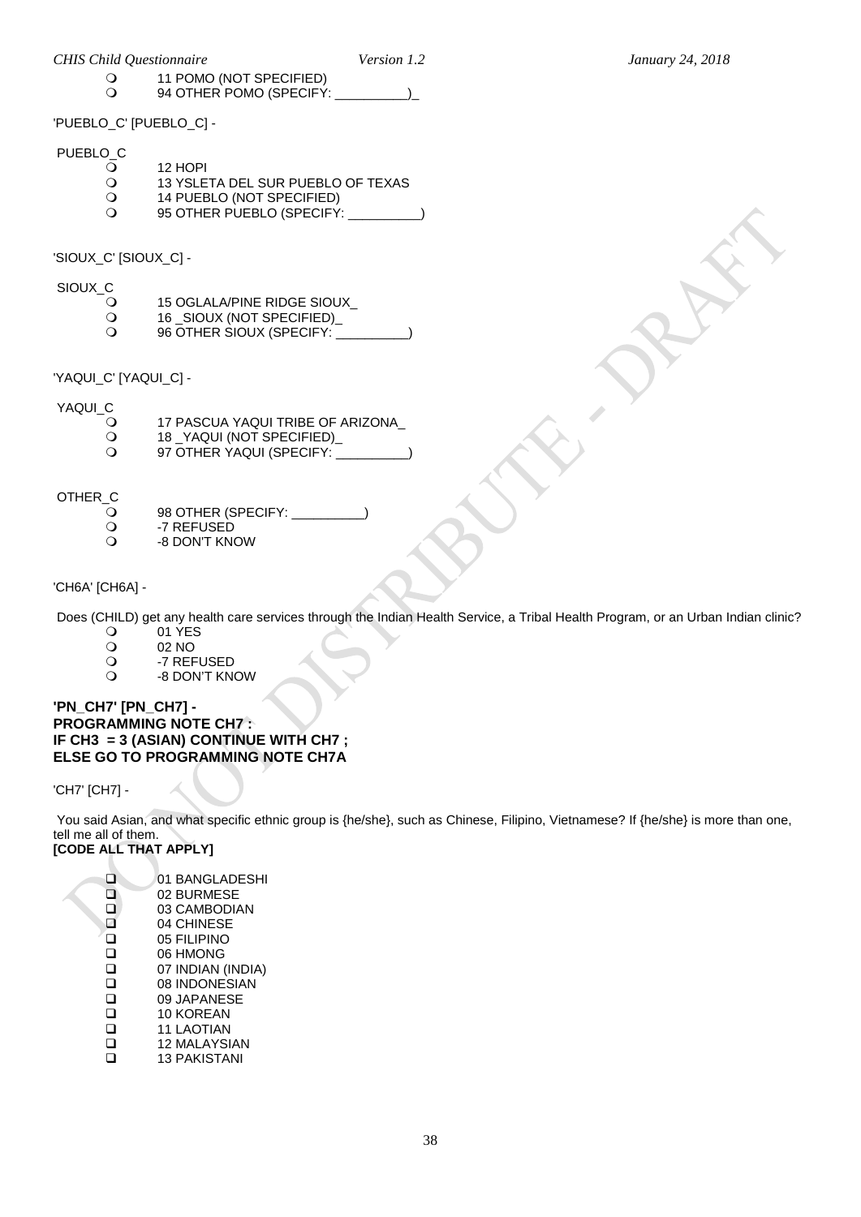- ○ 11 POMO (NOT SPECIFIED)
- ○ 94 OTHER POMO (SPECIFY: __________)_

'PUEBLO_C' [PUEBLO_C] -

PUEBLO_C

- ○ 12 HOPI
- ○ 13 YSLETA DEL SUR PUEBLO OF TEXAS
- ○ 14 PUEBLO (NOT SPECIFIED)
- ○ 95 OTHER PUEBLO (SPECIFY: __________)

'SIOUX_C' [SIOUX_C] -

SIOUX_C

- ○ 15 OGLALA/PINE RIDGE SIOUX_
- ○ 16 _SIOUX (NOT SPECIFIED)_
- ○ 96 OTHER SIOUX (SPECIFY: __________)

'YAQUI_C' [YAQUI_C] -

YAQUI_C

- ○ 17 PASCUA YAQUI TRIBE OF ARIZONA_
- ○ 18 _YAQUI (NOT SPECIFIED)_
- ○ 97 OTHER YAQUI (SPECIFY: __________)

OTHER_C

- ○ 98 OTHER (SPECIFY: __________)
- ○ -7 REFUSED
- ○ -8 DON'T KNOW

'CH6A' [CH6A] -

Does (CHILD) get any health care services through the Indian Health Service, a Tribal Health Program, or an Urban Indian clinic?

- ○ 01 YES
- ○ 02 NO
- ○ -7 REFUSED
- ○ -8 DON'T KNOW

**'PN_CH7' [PN_CH7] -**
**PROGRAMMING NOTE CH7 :**
**IF CH3 = 3 (ASIAN) CONTINUE WITH CH7 ;**
**ELSE GO TO PROGRAMMING NOTE CH7A**

'CH7' [CH7] -

You said Asian, and what specific ethnic group is {he/she}, such as Chinese, Filipino, Vietnamese? If {he/she} is more than one, tell me all of them.
**[CODE ALL THAT APPLY]**

- ☐ 01 BANGLADESHI
- ☐ 02 BURMESE
- ☐ 03 CAMBODIAN
- ☐ 04 CHINESE
- ☐ 05 FILIPINO
- ☐ 06 HMONG
- ☐ 07 INDIAN (INDIA)
- ☐ 08 INDONESIAN
- ☐ 09 JAPANESE
- ☐ 10 KOREAN
- ☐ 11 LAOTIAN
- ☐ 12 MALAYSIAN
- ☐ 13 PAKISTANI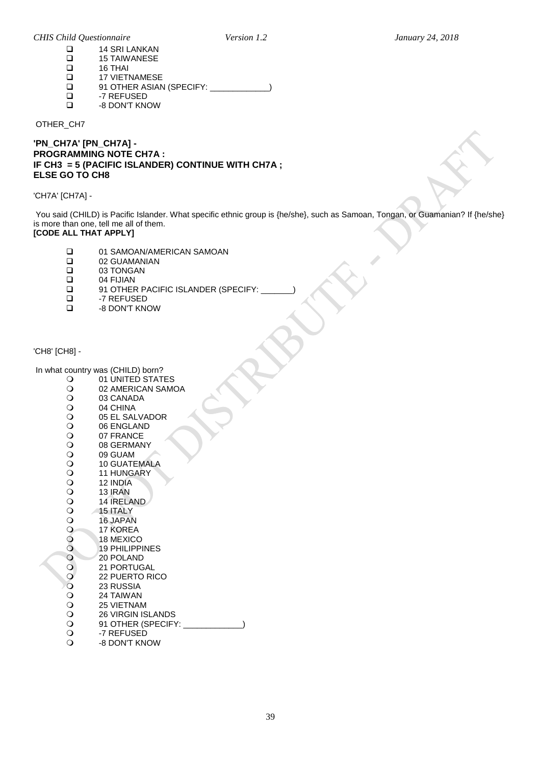- ❑ 14 SRI LANKAN
- ❑ 15 TAIWANESE
- ❑ 16 THAI
- ❑ 17 VIETNAMESE
- ❑ 91 OTHER ASIAN (SPECIFY: _____________)
- ❑ -7 REFUSED
- ❑ -8 DON'T KNOW

OTHER_CH7

**'PN_CH7A' [PN_CH7A] -**
**PROGRAMMING NOTE CH7A :**
**IF CH3 = 5 (PACIFIC ISLANDER) CONTINUE WITH CH7A ;**
**ELSE GO TO CH8**

'CH7A' [CH7A] -

You said (CHILD) is Pacific Islander. What specific ethnic group is {he/she}, such as Samoan, Tongan, or Guamanian? If {he/she} is more than one, tell me all of them.
**[CODE ALL THAT APPLY]**

- ❑ 01 SAMOAN/AMERICAN SAMOAN
- ❑ 02 GUAMANIAN
- ❑ 03 TONGAN
- ❑ 04 FIJIAN
- ❑ 91 OTHER PACIFIC ISLANDER (SPECIFY: _______)
- ❑ -7 REFUSED
- ❑ -8 DON'T KNOW

'CH8' [CH8] -

In what country was (CHILD) born?

- ❍ 01 UNITED STATES
- ❍ 02 AMERICAN SAMOA
- ❍ 03 CANADA
- ❍ 04 CHINA
- ❍ 05 EL SALVADOR
- ❍ 06 ENGLAND
- ❍ 07 FRANCE
- ❍ 08 GERMANY
- ❍ 09 GUAM
- ❍ 10 GUATEMALA
- ❍ 11 HUNGARY
- ❍ 12 INDIA
- ❍ 13 IRAN
- ❍ 14 IRELAND
- ❍ 15 ITALY
- ❍ 16 JAPAN
- ❍ 17 KOREA
- ❍ 18 MEXICO
- ❍ 19 PHILIPPINES
- ❍ 20 POLAND
- ❍ 21 PORTUGAL
- ❍ 22 PUERTO RICO
- ❍ 23 RUSSIA
- ❍ 24 TAIWAN
- ❍ 25 VIETNAM
- ❍ 26 VIRGIN ISLANDS
- ❍ 91 OTHER (SPECIFY: _____________)
- ❍ -7 REFUSED
- ❍ -8 DON'T KNOW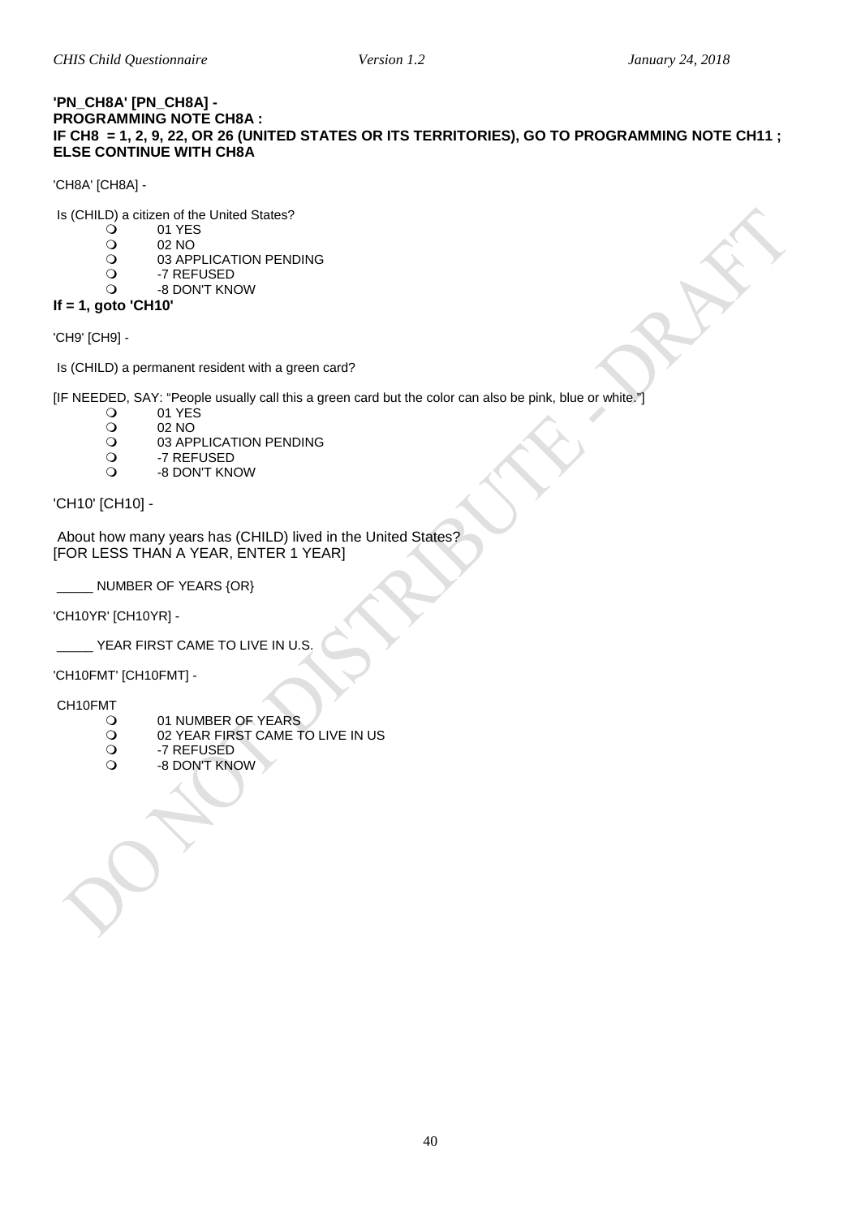**'PN_CH8A' [PN_CH8A] -**
**PROGRAMMING NOTE CH8A :**
**IF CH8 = 1, 2, 9, 22, OR 26 (UNITED STATES OR ITS TERRITORIES), GO TO PROGRAMMING NOTE CH11 ; ELSE CONTINUE WITH CH8A**

'CH8A' [CH8A] -

Is (CHILD) a citizen of the United States?

- 01 YES
- 02 NO
- 03 APPLICATION PENDING
- -7 REFUSED
- -8 DON'T KNOW

**If = 1, goto 'CH10'**

'CH9' [CH9] -

Is (CHILD) a permanent resident with a green card?

[IF NEEDED, SAY: "People usually call this a green card but the color can also be pink, blue or white."]

- 01 YES
- 02 NO
- 03 APPLICATION PENDING
- -7 REFUSED
- -8 DON'T KNOW

'CH10' [CH10] -

About how many years has (CHILD) lived in the United States?
[FOR LESS THAN A YEAR, ENTER 1 YEAR]

_____ NUMBER OF YEARS {OR}

'CH10YR' [CH10YR] -

_____ YEAR FIRST CAME TO LIVE IN U.S.

'CH10FMT' [CH10FMT] -

CH10FMT

- 01 NUMBER OF YEARS
- 02 YEAR FIRST CAME TO LIVE IN US
- -7 REFUSED
- -8 DON'T KNOW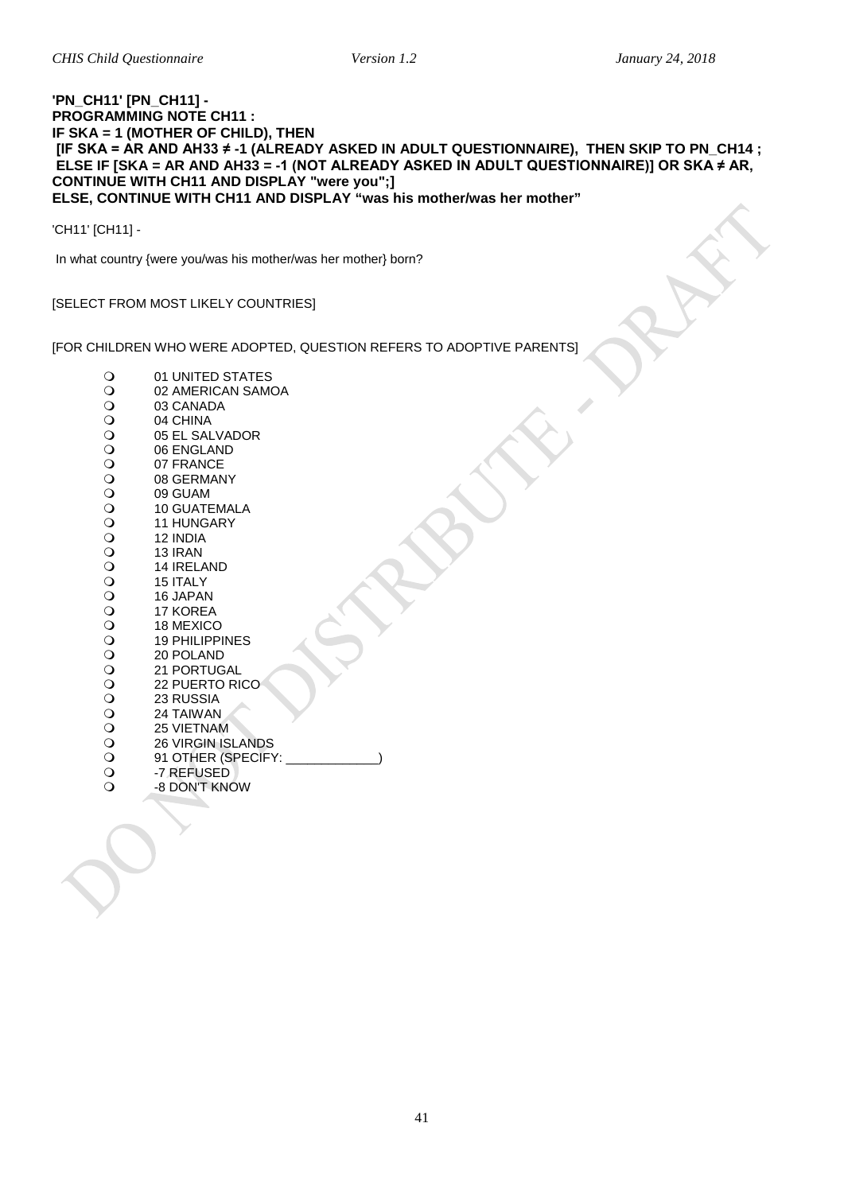**'PN_CH11' [PN_CH11] -**
**PROGRAMMING NOTE CH11 :**
**IF SKA = 1 (MOTHER OF CHILD), THEN**
**[IF SKA = AR AND AH33 ≠ -1 (ALREADY ASKED IN ADULT QUESTIONNAIRE), THEN SKIP TO PN_CH14 ;**
**ELSE IF [SKA = AR AND AH33 = -1 (NOT ALREADY ASKED IN ADULT QUESTIONNAIRE)] OR SKA ≠ AR, CONTINUE WITH CH11 AND DISPLAY "were you";]**
**ELSE, CONTINUE WITH CH11 AND DISPLAY "was his mother/was her mother"**

'CH11' [CH11] -

In what country {were you/was his mother/was her mother} born?

[SELECT FROM MOST LIKELY COUNTRIES]

[FOR CHILDREN WHO WERE ADOPTED, QUESTION REFERS TO ADOPTIVE PARENTS]

- 01 UNITED STATES
- 02 AMERICAN SAMOA
- 03 CANADA
- 04 CHINA
- 05 EL SALVADOR
- 06 ENGLAND
- 07 FRANCE
- 08 GERMANY
- 09 GUAM
- 10 GUATEMALA
- 11 HUNGARY
- 12 INDIA
- 13 IRAN
- 14 IRELAND
- 15 ITALY
- 16 JAPAN
- 17 KOREA
- 18 MEXICO
- 19 PHILIPPINES
- 20 POLAND
- 21 PORTUGAL
- 22 PUERTO RICO
- 23 RUSSIA
- 24 TAIWAN
- 25 VIETNAM
- 26 VIRGIN ISLANDS
- 91 OTHER (SPECIFY: _____________)
- -7 REFUSED
- -8 DON'T KNOW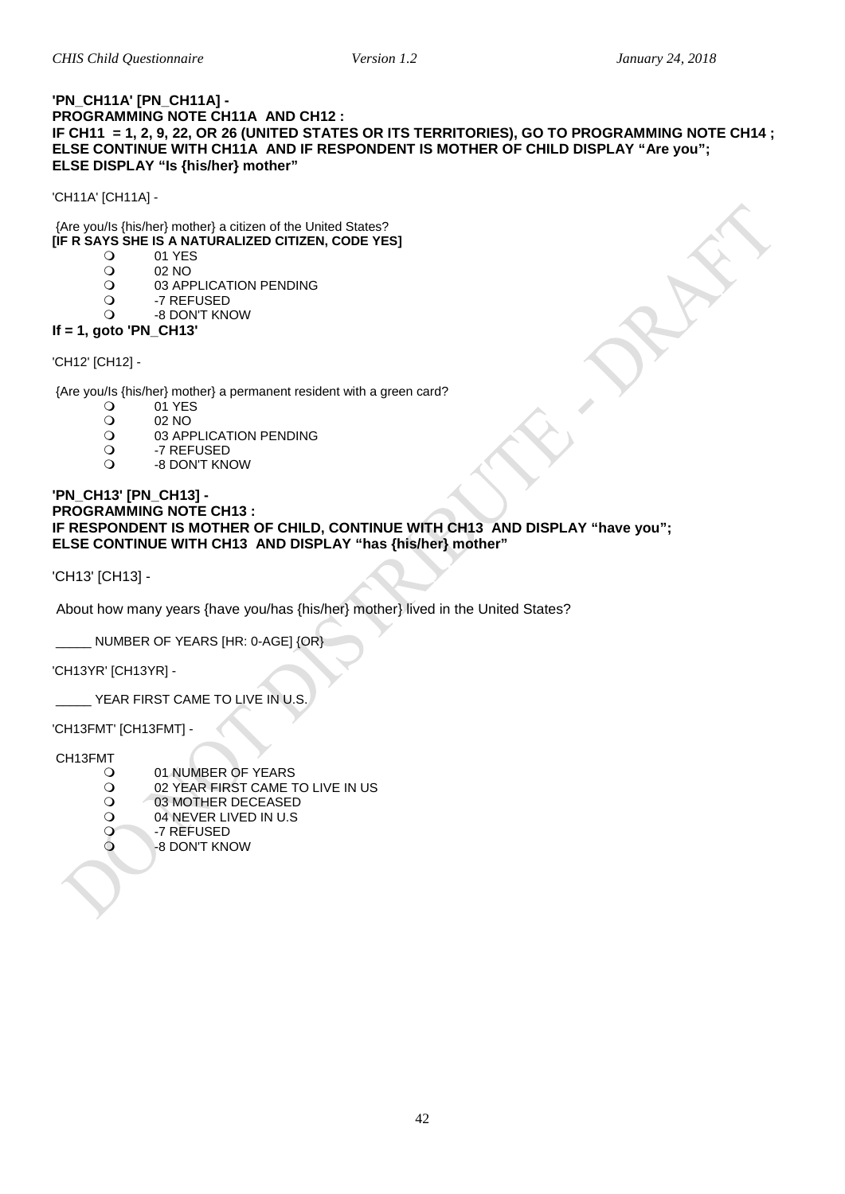**'PN_CH11A' [PN_CH11A] -**
**PROGRAMMING NOTE CH11A AND CH12 :**
**IF CH11 = 1, 2, 9, 22, OR 26 (UNITED STATES OR ITS TERRITORIES), GO TO PROGRAMMING NOTE CH14 ; ELSE CONTINUE WITH CH11A AND IF RESPONDENT IS MOTHER OF CHILD DISPLAY "Are you"; ELSE DISPLAY "Is {his/her} mother"**

'CH11A' [CH11A] -

{Are you/Is {his/her} mother} a citizen of the United States?
**[IF R SAYS SHE IS A NATURALIZED CITIZEN, CODE YES]**

- 01 YES
- 02 NO
- 03 APPLICATION PENDING
- -7 REFUSED
- -8 DON'T KNOW

**If = 1, goto 'PN_CH13'**

'CH12' [CH12] -

{Are you/Is {his/her} mother} a permanent resident with a green card?

- 01 YES
- 02 NO
- 03 APPLICATION PENDING
- -7 REFUSED
- -8 DON'T KNOW

**'PN_CH13' [PN_CH13] -**
**PROGRAMMING NOTE CH13 :**
**IF RESPONDENT IS MOTHER OF CHILD, CONTINUE WITH CH13 AND DISPLAY "have you"; ELSE CONTINUE WITH CH13 AND DISPLAY "has {his/her} mother"**

'CH13' [CH13] -

About how many years {have you/has {his/her} mother} lived in the United States?

_____ NUMBER OF YEARS [HR: 0-AGE] {OR}

'CH13YR' [CH13YR] -

_____ YEAR FIRST CAME TO LIVE IN U.S.

'CH13FMT' [CH13FMT] -

CH13FMT

- 01 NUMBER OF YEARS
- 02 YEAR FIRST CAME TO LIVE IN US
- 03 MOTHER DECEASED
- 04 NEVER LIVED IN U.S
- -7 REFUSED
- -8 DON'T KNOW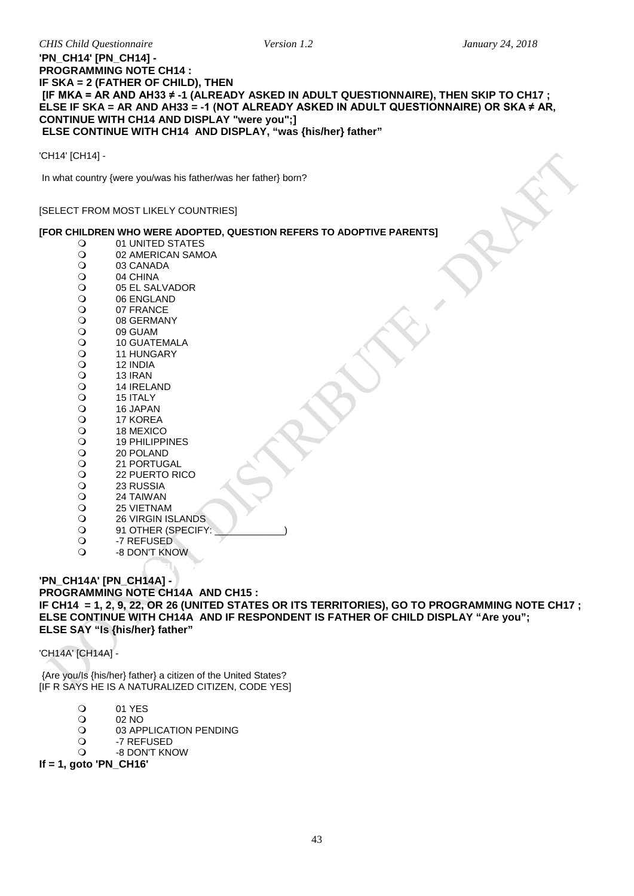**'PN_CH14' [PN_CH14] -**
**PROGRAMMING NOTE CH14 :**
**IF SKA = 2 (FATHER OF CHILD), THEN**
**[IF MKA = AR AND AH33 ≠ -1 (ALREADY ASKED IN ADULT QUESTIONNAIRE), THEN SKIP TO CH17 ;**
**ELSE IF SKA = AR AND AH33 = -1 (NOT ALREADY ASKED IN ADULT QUESTIONNAIRE) OR SKA ≠ AR, CONTINUE WITH CH14 AND DISPLAY "were you";]**
**ELSE CONTINUE WITH CH14 AND DISPLAY, "was {his/her} father"**

'CH14' [CH14] -

In what country {were you/was his father/was her father} born?

[SELECT FROM MOST LIKELY COUNTRIES]

**[FOR CHILDREN WHO WERE ADOPTED, QUESTION REFERS TO ADOPTIVE PARENTS]**

- 01 UNITED STATES
- 02 AMERICAN SAMOA
- 03 CANADA
- 04 CHINA
- 05 EL SALVADOR
- 06 ENGLAND
- 07 FRANCE
- 08 GERMANY
- 09 GUAM
- 10 GUATEMALA
- 11 HUNGARY
- 12 INDIA
- 13 IRAN
- 14 IRELAND
- 15 ITALY
- 16 JAPAN
- 17 KOREA
- 18 MEXICO
- 19 PHILIPPINES
- 20 POLAND
- 21 PORTUGAL
- 22 PUERTO RICO
- 23 RUSSIA
- 24 TAIWAN
- 25 VIETNAM
- 26 VIRGIN ISLANDS
- 91 OTHER (SPECIFY: ____________)
- -7 REFUSED
- -8 DON'T KNOW

**'PN_CH14A' [PN_CH14A] -**
**PROGRAMMING NOTE CH14A AND CH15 :**
**IF CH14 = 1, 2, 9, 22, OR 26 (UNITED STATES OR ITS TERRITORIES), GO TO PROGRAMMING NOTE CH17 ;**
**ELSE CONTINUE WITH CH14A AND IF RESPONDENT IS FATHER OF CHILD DISPLAY "Are you";**
**ELSE SAY "Is {his/her} father"**

'CH14A' [CH14A] -

{Are you/Is {his/her} father} a citizen of the United States?
[IF R SAYS HE IS A NATURALIZED CITIZEN, CODE YES]

- 01 YES
- 02 NO
- 03 APPLICATION PENDING
- -7 REFUSED
- -8 DON'T KNOW

**If = 1, goto 'PN_CH16'**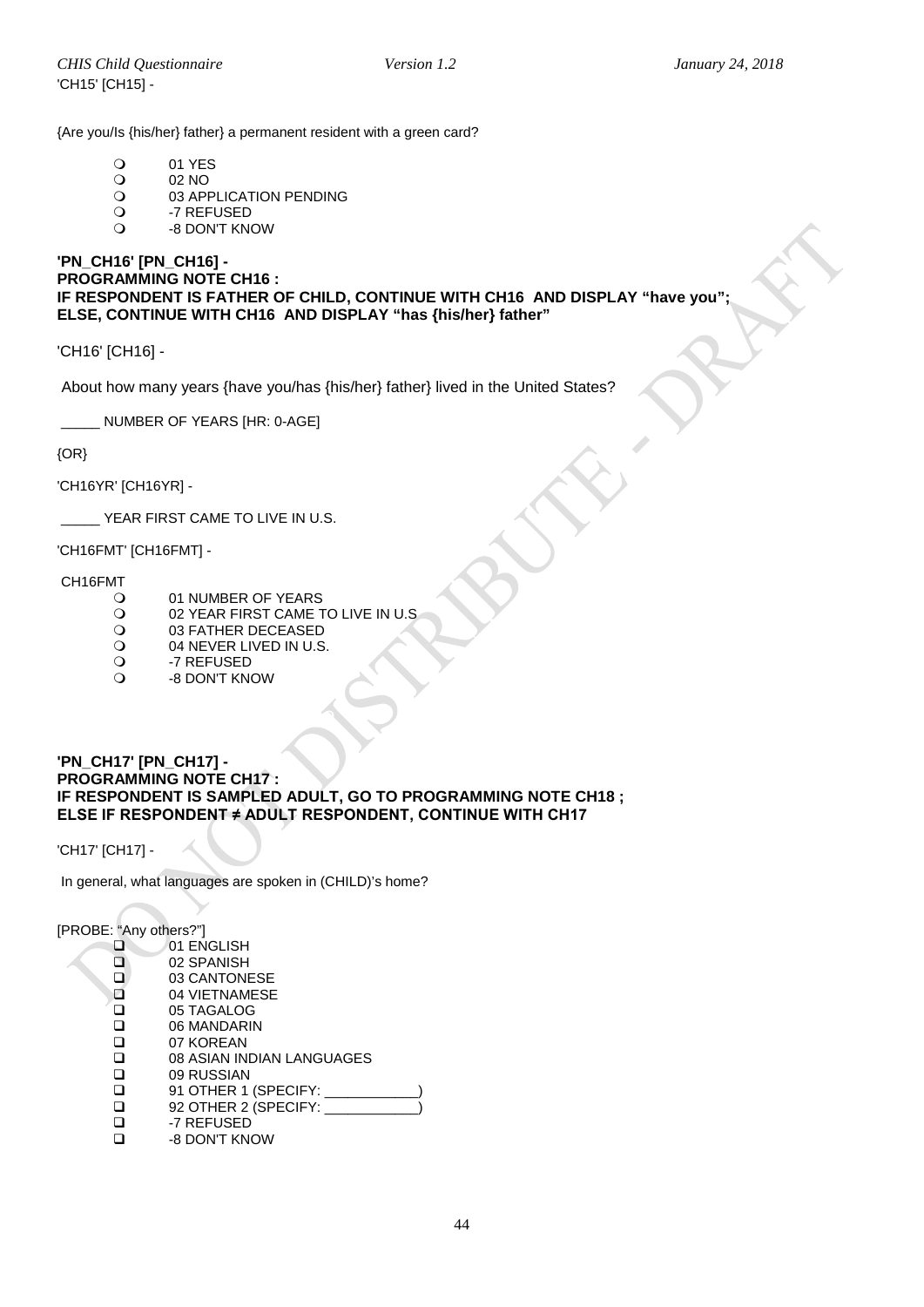'CH15' [CH15] -

{Are you/Is {his/her} father} a permanent resident with a green card?

- 01 YES
- 02 NO
- 03 APPLICATION PENDING
- -7 REFUSED
- -8 DON'T KNOW

**'PN_CH16' [PN_CH16] -**
**PROGRAMMING NOTE CH16 :**
**IF RESPONDENT IS FATHER OF CHILD, CONTINUE WITH CH16 AND DISPLAY "have you"; ELSE, CONTINUE WITH CH16 AND DISPLAY "has {his/her} father"**

'CH16' [CH16] -

About how many years {have you/has {his/her} father} lived in the United States?

_____ NUMBER OF YEARS [HR: 0-AGE]

{OR}

'CH16YR' [CH16YR] -

_____ YEAR FIRST CAME TO LIVE IN U.S.

'CH16FMT' [CH16FMT] -

CH16FMT

- 01 NUMBER OF YEARS
- 02 YEAR FIRST CAME TO LIVE IN U.S
- 03 FATHER DECEASED
- 04 NEVER LIVED IN U.S.
- -7 REFUSED
- -8 DON'T KNOW

**'PN_CH17' [PN_CH17] -**
**PROGRAMMING NOTE CH17 :**
**IF RESPONDENT IS SAMPLED ADULT, GO TO PROGRAMMING NOTE CH18 ; ELSE IF RESPONDENT ≠ ADULT RESPONDENT, CONTINUE WITH CH17**

'CH17' [CH17] -

In general, what languages are spoken in (CHILD)'s home?

[PROBE: "Any others?"]

- 01 ENGLISH
- 02 SPANISH
- 03 CANTONESE
- 04 VIETNAMESE
- 05 TAGALOG
- 06 MANDARIN
- 07 KOREAN
- 08 ASIAN INDIAN LANGUAGES
- 09 RUSSIAN
- 91 OTHER 1 (SPECIFY: ____________)
- 92 OTHER 2 (SPECIFY: ____________)
- -7 REFUSED
- -8 DON'T KNOW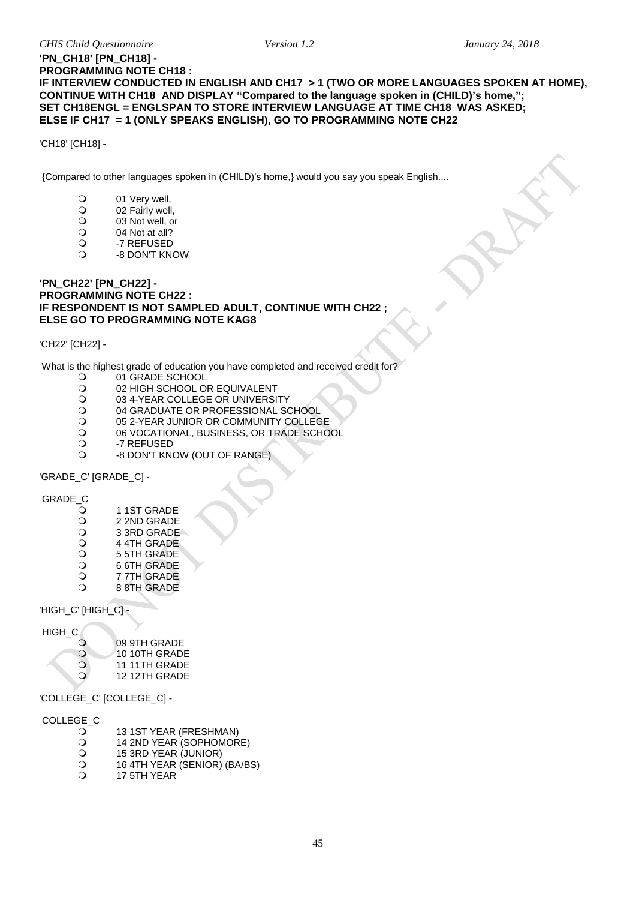**'PN_CH18' [PN_CH18] -**
**PROGRAMMING NOTE CH18 :**
**IF INTERVIEW CONDUCTED IN ENGLISH AND CH17 > 1 (TWO OR MORE LANGUAGES SPOKEN AT HOME), CONTINUE WITH CH18 AND DISPLAY "Compared to the language spoken in (CHILD)'s home,";**
**SET CH18ENGL = ENGLSPAN TO STORE INTERVIEW LANGUAGE AT TIME CH18 WAS ASKED;**
**ELSE IF CH17 = 1 (ONLY SPEAKS ENGLISH), GO TO PROGRAMMING NOTE CH22**

'CH18' [CH18] -

{Compared to other languages spoken in (CHILD)'s home,} would you say you speak English....

- 01 Very well,
- 02 Fairly well,
- 03 Not well, or
- 04 Not at all?
- -7 REFUSED
- -8 DON'T KNOW

**'PN_CH22' [PN_CH22] -**
**PROGRAMMING NOTE CH22 :**
**IF RESPONDENT IS NOT SAMPLED ADULT, CONTINUE WITH CH22 ;**
**ELSE GO TO PROGRAMMING NOTE KAG8**

'CH22' [CH22] -

What is the highest grade of education you have completed and received credit for?

- 01 GRADE SCHOOL
- 02 HIGH SCHOOL OR EQUIVALENT
- 03 4-YEAR COLLEGE OR UNIVERSITY
- 04 GRADUATE OR PROFESSIONAL SCHOOL
- 05 2-YEAR JUNIOR OR COMMUNITY COLLEGE
- 06 VOCATIONAL, BUSINESS, OR TRADE SCHOOL
- -7 REFUSED
- -8 DON'T KNOW (OUT OF RANGE)

'GRADE_C' [GRADE_C] -

GRADE_C

- 1 1ST GRADE
- 2 2ND GRADE
- 3 3RD GRADE
- 4 4TH GRADE
- 5 5TH GRADE
- 6 6TH GRADE
- 7 7TH GRADE
- 8 8TH GRADE

'HIGH_C' [HIGH_C] -

HIGH_C

- 09 9TH GRADE
- 10 10TH GRADE
- 11 11TH GRADE
- 12 12TH GRADE

'COLLEGE_C' [COLLEGE_C] -

COLLEGE_C

- 13 1ST YEAR (FRESHMAN)
- 14 2ND YEAR (SOPHOMORE)
- 15 3RD YEAR (JUNIOR)
- 16 4TH YEAR (SENIOR) (BA/BS)
- 17 5TH YEAR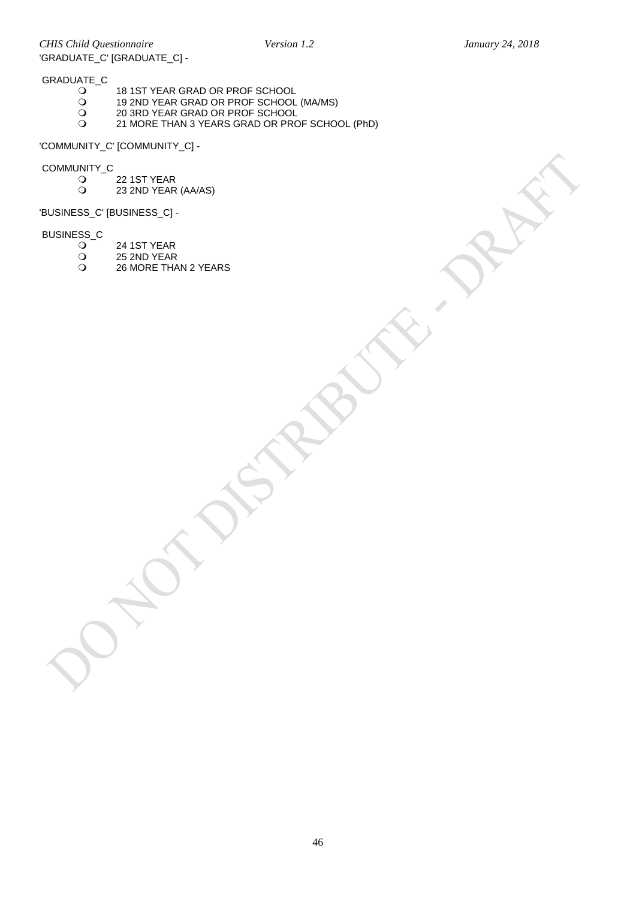'GRADUATE_C' [GRADUATE_C] -

GRADUATE_C

- 18 1ST YEAR GRAD OR PROF SCHOOL
- 19 2ND YEAR GRAD OR PROF SCHOOL (MA/MS)
- 20 3RD YEAR GRAD OR PROF SCHOOL
- 21 MORE THAN 3 YEARS GRAD OR PROF SCHOOL (PhD)

'COMMUNITY_C' [COMMUNITY_C] -

COMMUNITY_C

- 22 1ST YEAR
- 23 2ND YEAR (AA/AS)

'BUSINESS_C' [BUSINESS_C] -

BUSINESS_C

- 24 1ST YEAR
- 25 2ND YEAR
- 26 MORE THAN 2 YEARS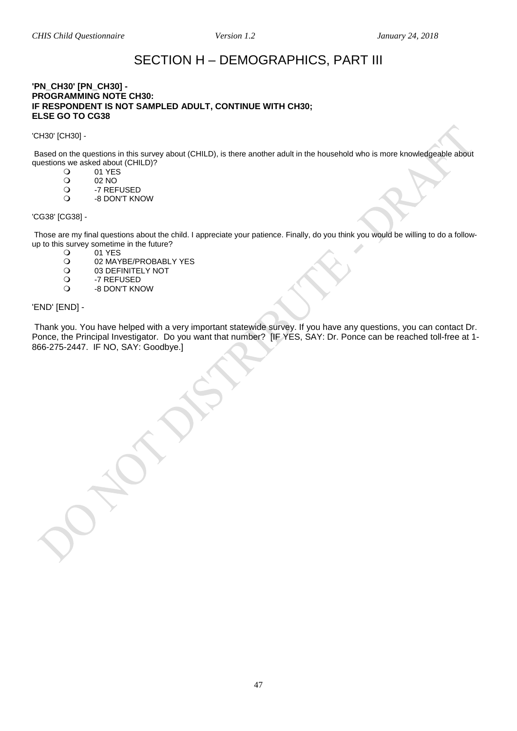# SECTION H – DEMOGRAPHICS, PART III

**'PN_CH30' [PN_CH30] -**
**PROGRAMMING NOTE CH30:**
**IF RESPONDENT IS NOT SAMPLED ADULT, CONTINUE WITH CH30;**
**ELSE GO TO CG38**

'CH30' [CH30] -

Based on the questions in this survey about (CHILD), is there another adult in the household who is more knowledgeable about questions we asked about (CHILD)?

- 01 YES
- 02 NO
- -7 REFUSED
- -8 DON'T KNOW

'CG38' [CG38] -

Those are my final questions about the child. I appreciate your patience. Finally, do you think you would be willing to do a follow-up to this survey sometime in the future?

- 01 YES
- 02 MAYBE/PROBABLY YES
- 03 DEFINITELY NOT
- -7 REFUSED
- -8 DON'T KNOW

'END' [END] -

Thank you. You have helped with a very important statewide survey. If you have any questions, you can contact Dr. Ponce, the Principal Investigator. Do you want that number? [IF YES, SAY: Dr. Ponce can be reached toll-free at 1-866-275-2447. IF NO, SAY: Goodbye.]